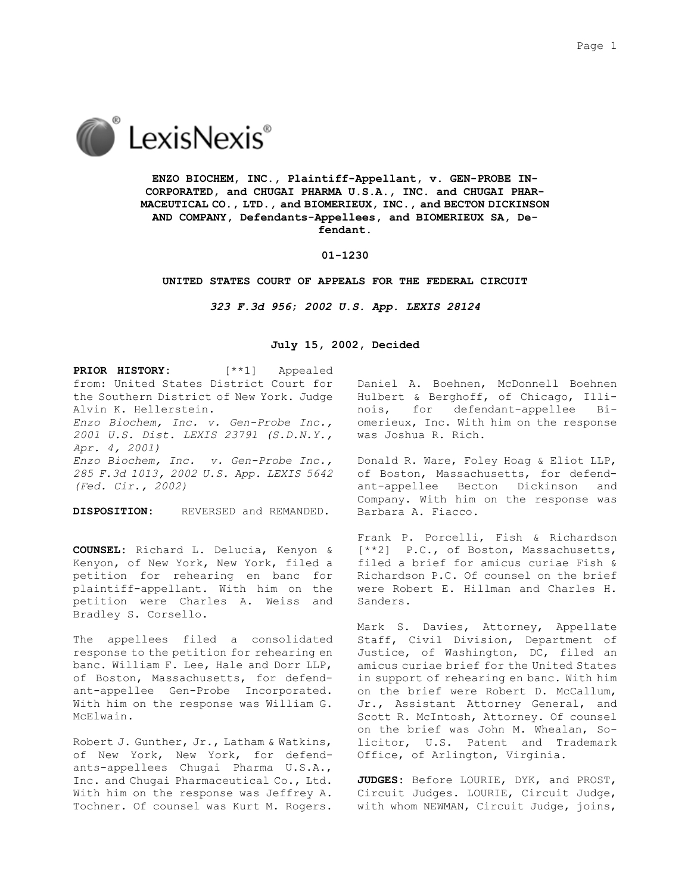**ENZO BIOCHEM, INC., Plaintiff-Appellant, v. GEN-PROBE INCORPORATED, and CHUGAI PHARMA U.S.A., INC. and CHUGAI PHARMACEUTICAL CO., LTD., and BIOMERIEUX, INC., and BECTON DICKINSON AND COMPANY, Defendants-Appellees, and BIOMERIEUX SA, Defendant.**

**01-1230**

**UNITED STATES COURT OF APPEALS FOR THE FEDERAL CIRCUIT**

***323 F.3d 956; 2002 U.S. App. LEXIS 28124***

**July 15, 2002, Decided**

**PRIOR HISTORY:** [**1] Appealed from: United States District Court for the Southern District of New York. Judge Alvin K. Hellerstein.
*Enzo Biochem, Inc. v. Gen-Probe Inc., 2001 U.S. Dist. LEXIS 23791 (S.D.N.Y., Apr. 4, 2001)*
*Enzo Biochem, Inc. v. Gen-Probe Inc., 285 F.3d 1013, 2002 U.S. App. LEXIS 5642 (Fed. Cir., 2002)*

**DISPOSITION:** REVERSED and REMANDED.

**COUNSEL:** Richard L. Delucia, Kenyon & Kenyon, of New York, New York, filed a petition for rehearing en banc for plaintiff-appellant. With him on the petition were Charles A. Weiss and Bradley S. Corsello.

The appellees filed a consolidated response to the petition for rehearing en banc. William F. Lee, Hale and Dorr LLP, of Boston, Massachusetts, for defendant-appellee Gen-Probe Incorporated. With him on the response was William G. McElwain.

Robert J. Gunther, Jr., Latham & Watkins, of New York, New York, for defendants-appellees Chugai Pharma U.S.A., Inc. and Chugai Pharmaceutical Co., Ltd. With him on the response was Jeffrey A. Tochner. Of counsel was Kurt M. Rogers.

Daniel A. Boehnen, McDonnell Boehnen Hulbert & Berghoff, of Chicago, Illinois, for defendant-appellee Biomerieux, Inc. With him on the response was Joshua R. Rich.

Donald R. Ware, Foley Hoag & Eliot LLP, of Boston, Massachusetts, for defendant-appellee Becton Dickinson and Company. With him on the response was Barbara A. Fiacco.

Frank P. Porcelli, Fish & Richardson [**2] P.C., of Boston, Massachusetts, filed a brief for amicus curiae Fish & Richardson P.C. Of counsel on the brief were Robert E. Hillman and Charles H. Sanders.

Mark S. Davies, Attorney, Appellate Staff, Civil Division, Department of Justice, of Washington, DC, filed an amicus curiae brief for the United States in support of rehearing en banc. With him on the brief were Robert D. McCallum, Jr., Assistant Attorney General, and Scott R. McIntosh, Attorney. Of counsel on the brief was John M. Whealan, Solicitor, U.S. Patent and Trademark Office, of Arlington, Virginia.

**JUDGES:** Before LOURIE, DYK, and PROST, Circuit Judges. LOURIE, Circuit Judge, with whom NEWMAN, Circuit Judge, joins,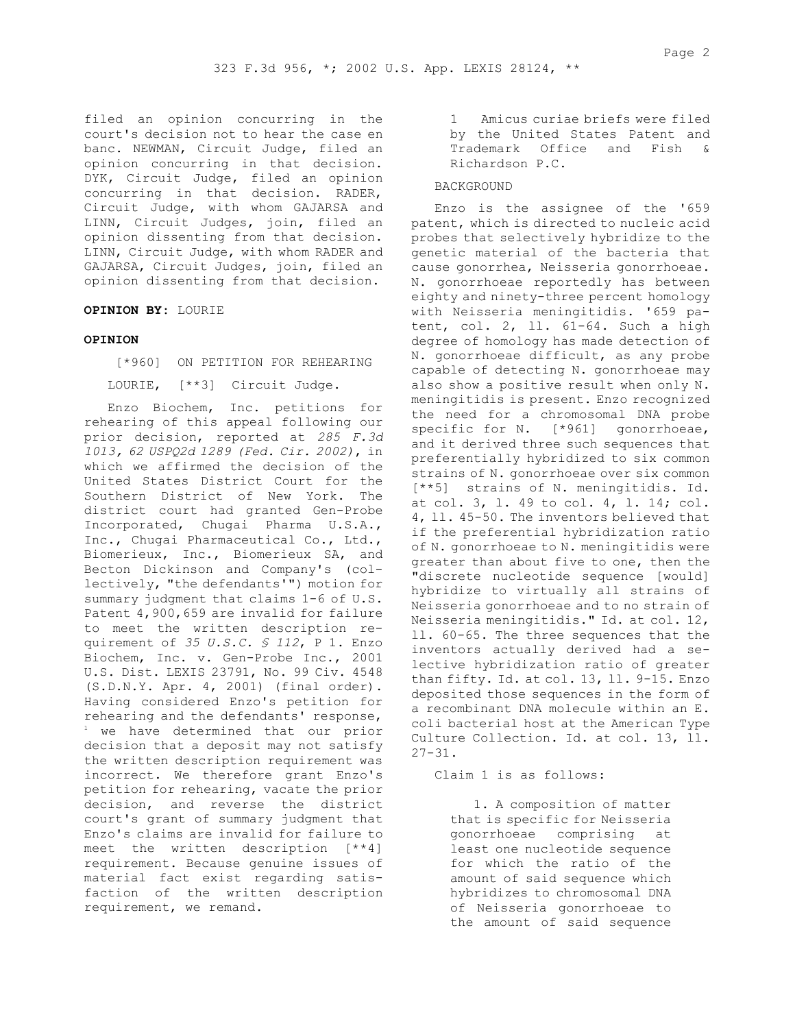filed an opinion concurring in the court's decision not to hear the case en banc. NEWMAN, Circuit Judge, filed an opinion concurring in that decision. DYK, Circuit Judge, filed an opinion concurring in that decision. RADER, Circuit Judge, with whom GAJARSA and LINN, Circuit Judges, join, filed an opinion dissenting from that decision. LINN, Circuit Judge, with whom RADER and GAJARSA, Circuit Judges, join, filed an opinion dissenting from that decision.

**OPINION BY:** LOURIE

**OPINION**

[*960] ON PETITION FOR REHEARING

LOURIE, [**3] Circuit Judge.

Enzo Biochem, Inc. petitions for rehearing of this appeal following our prior decision, reported at *285 F.3d 1013, 62 USPQ2d 1289 (Fed. Cir. 2002)*, in which we affirmed the decision of the United States District Court for the Southern District of New York. The district court had granted Gen-Probe Incorporated, Chugai Pharma U.S.A., Inc., Chugai Pharmaceutical Co., Ltd., Biomerieux, Inc., Biomerieux SA, and Becton Dickinson and Company's (collectively, "the defendants'") motion for summary judgment that claims 1-6 of U.S. Patent 4,900,659 are invalid for failure to meet the written description requirement of *35 U.S.C. § 112*, P 1. Enzo Biochem, Inc. v. Gen-Probe Inc., 2001 U.S. Dist. LEXIS 23791, No. 99 Civ. 4548 (S.D.N.Y. Apr. 4, 2001) (final order). Having considered Enzo's petition for rehearing and the defendants' response, [1] we have determined that our prior decision that a deposit may not satisfy the written description requirement was incorrect. We therefore grant Enzo's petition for rehearing, vacate the prior decision, and reverse the district court's grant of summary judgment that Enzo's claims are invalid for failure to meet the written description [**4] requirement. Because genuine issues of material fact exist regarding satisfaction of the written description requirement, we remand.

1 Amicus curiae briefs were filed by the United States Patent and Trademark Office and Fish & Richardson P.C.

BACKGROUND

Enzo is the assignee of the '659 patent, which is directed to nucleic acid probes that selectively hybridize to the genetic material of the bacteria that cause gonorrhea, Neisseria gonorrhoeae. N. gonorrhoeae reportedly has between eighty and ninety-three percent homology with Neisseria meningitidis. '659 patent, col. 2, ll. 61-64. Such a high degree of homology has made detection of N. gonorrhoeae difficult, as any probe capable of detecting N. gonorrhoeae may also show a positive result when only N. meningitidis is present. Enzo recognized the need for a chromosomal DNA probe specific for N. [*961] gonorrhoeae, and it derived three such sequences that preferentially hybridized to six common strains of N. gonorrhoeae over six common [**5] strains of N. meningitidis. Id. at col. 3, l. 49 to col. 4, l. 14; col. 4, ll. 45-50. The inventors believed that if the preferential hybridization ratio of N. gonorrhoeae to N. meningitidis were greater than about five to one, then the "discrete nucleotide sequence [would] hybridize to virtually all strains of Neisseria gonorrhoeae and to no strain of Neisseria meningitidis." Id. at col. 12, ll. 60-65. The three sequences that the inventors actually derived had a selective hybridization ratio of greater than fifty. Id. at col. 13, ll. 9-15. Enzo deposited those sequences in the form of a recombinant DNA molecule within an E. coli bacterial host at the American Type Culture Collection. Id. at col. 13, ll. 27-31.

Claim 1 is as follows:

> 1. A composition of matter that is specific for Neisseria gonorrhoeae comprising at least one nucleotide sequence for which the ratio of the amount of said sequence which hybridizes to chromosomal DNA of Neisseria gonorrhoeae to the amount of said sequence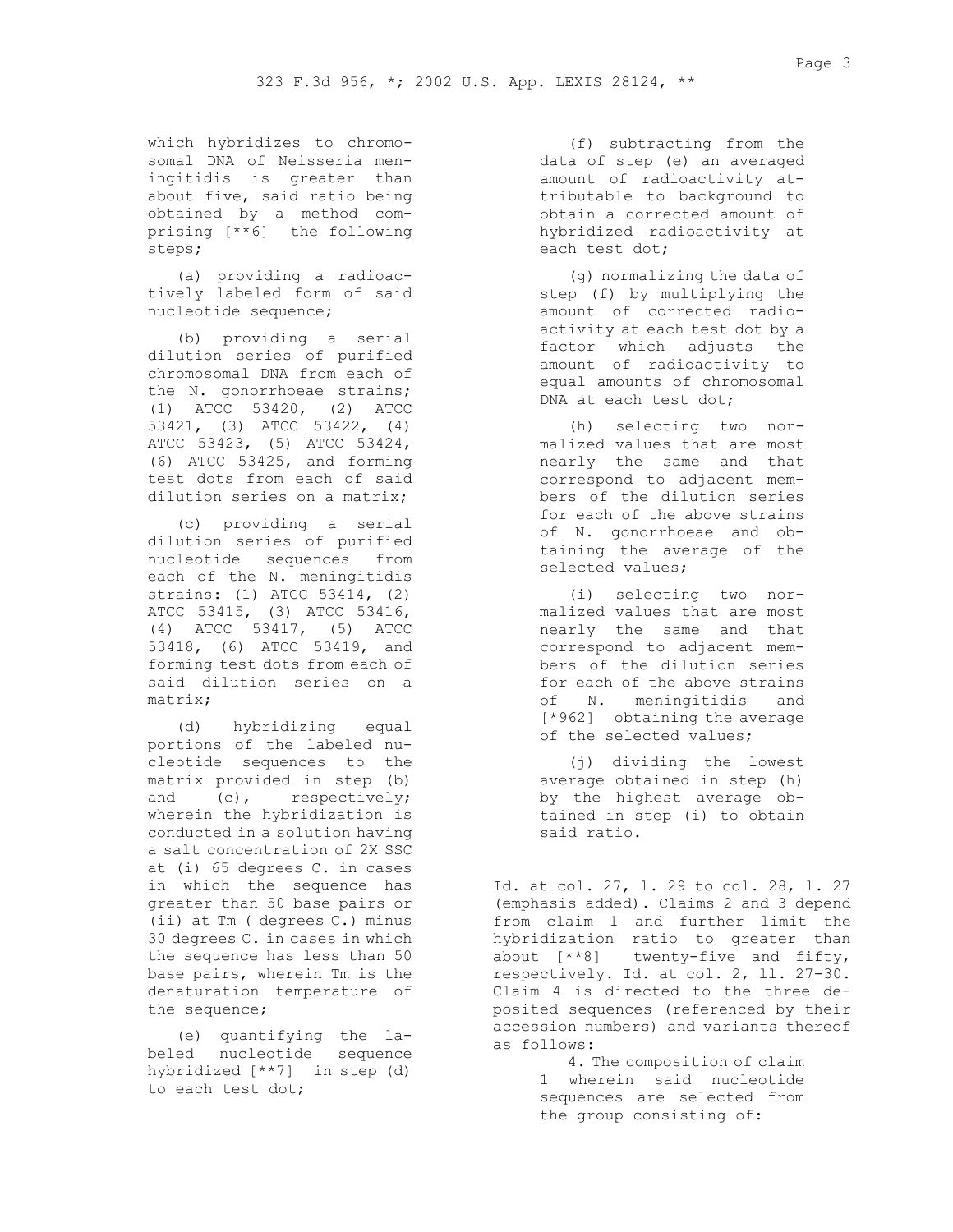which hybridizes to chromosomal DNA of Neisseria meningitidis is greater than about five, said ratio being obtained by a method comprising [**6] the following steps;

(a) providing a radioactively labeled form of said nucleotide sequence;

(b) providing a serial dilution series of purified chromosomal DNA from each of the N. gonorrhoeae strains; (1) ATCC 53420, (2) ATCC 53421, (3) ATCC 53422, (4) ATCC 53423, (5) ATCC 53424, (6) ATCC 53425, and forming test dots from each of said dilution series on a matrix;

(c) providing a serial dilution series of purified nucleotide sequences from each of the N. meningitidis strains: (1) ATCC 53414, (2) ATCC 53415, (3) ATCC 53416, (4) ATCC 53417, (5) ATCC 53418, (6) ATCC 53419, and forming test dots from each of said dilution series on a matrix;

(d) hybridizing equal portions of the labeled nucleotide sequences to the matrix provided in step (b) and (c), respectively; wherein the hybridization is conducted in a solution having a salt concentration of 2X SSC at (i) 65 degrees C. in cases in which the sequence has greater than 50 base pairs or (ii) at Tm ( degrees C.) minus 30 degrees C. in cases in which the sequence has less than 50 base pairs, wherein Tm is the denaturation temperature of the sequence;

(e) quantifying the labeled nucleotide sequence hybridized [**7] in step (d) to each test dot;

(f) subtracting from the data of step (e) an averaged amount of radioactivity attributable to background to obtain a corrected amount of hybridized radioactivity at each test dot;

(g) normalizing the data of step (f) by multiplying the amount of corrected radioactivity at each test dot by a factor which adjusts the amount of radioactivity to equal amounts of chromosomal DNA at each test dot;

(h) selecting two normalized values that are most nearly the same and that correspond to adjacent members of the dilution series for each of the above strains of N. gonorrhoeae and obtaining the average of the selected values;

(i) selecting two normalized values that are most nearly the same and that correspond to adjacent members of the dilution series for each of the above strains of N. meningitidis and [*962] obtaining the average of the selected values;

(j) dividing the lowest average obtained in step (h) by the highest average obtained in step (i) to obtain said ratio.

Id. at col. 27, l. 29 to col. 28, l. 27 (emphasis added). Claims 2 and 3 depend from claim 1 and further limit the hybridization ratio to greater than about [**8] twenty-five and fifty, respectively. Id. at col. 2, ll. 27-30. Claim 4 is directed to the three deposited sequences (referenced by their accession numbers) and variants thereof as follows:

> 4. The composition of claim 1 wherein said nucleotide sequences are selected from the group consisting of: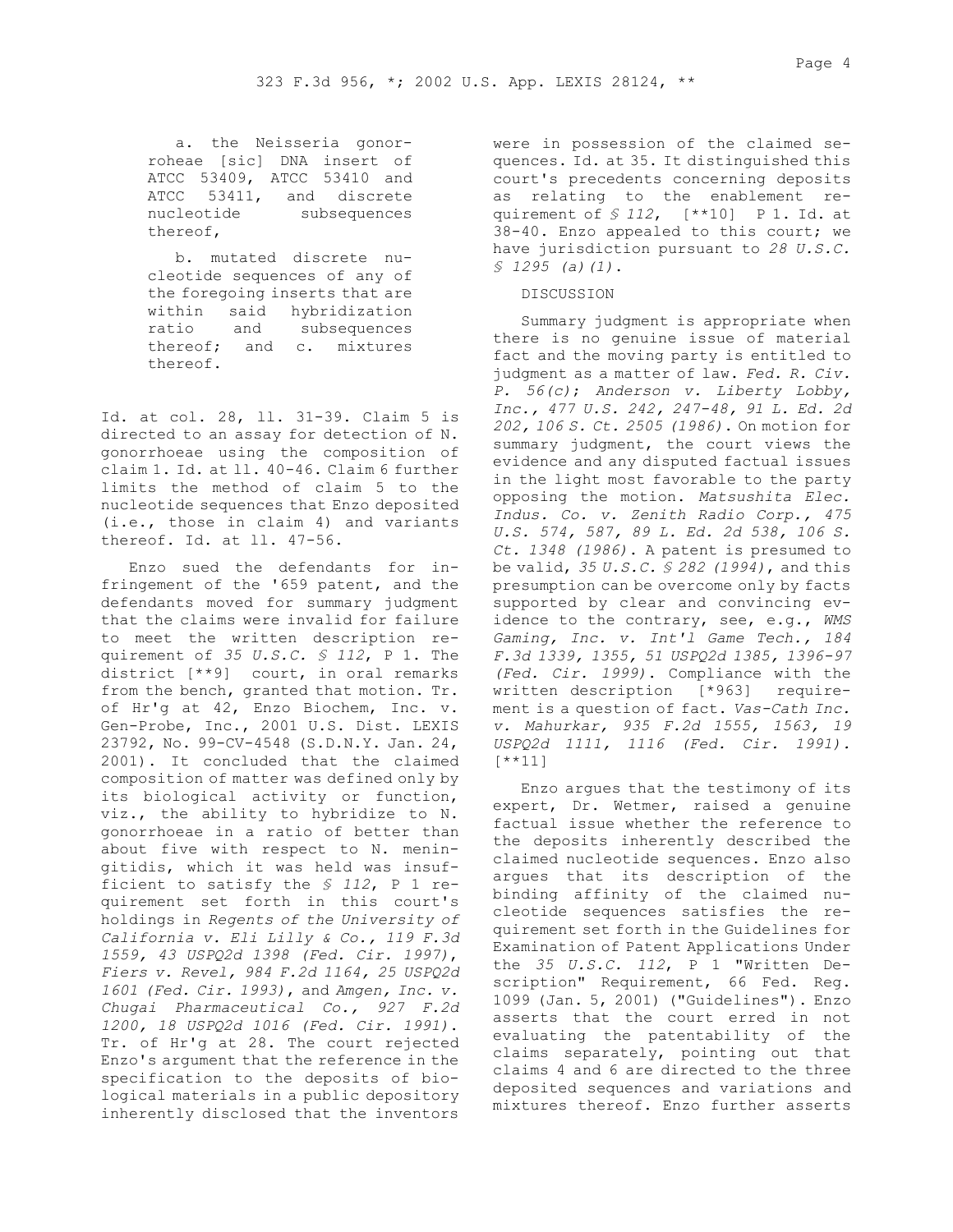a. the Neisseria gonorroheae [sic] DNA insert of ATCC 53409, ATCC 53410 and ATCC 53411, and discrete nucleotide subsequences thereof,

b. mutated discrete nucleotide sequences of any of the foregoing inserts that are within said hybridization ratio and subsequences thereof; and c. mixtures thereof.

Id. at col. 28, ll. 31-39. Claim 5 is directed to an assay for detection of N. gonorrhoeae using the composition of claim 1. Id. at ll. 40-46. Claim 6 further limits the method of claim 5 to the nucleotide sequences that Enzo deposited (i.e., those in claim 4) and variants thereof. Id. at ll. 47-56.

Enzo sued the defendants for infringement of the '659 patent, and the defendants moved for summary judgment that the claims were invalid for failure to meet the written description requirement of *35 U.S.C. § 112*, P 1. The district [**9] court, in oral remarks from the bench, granted that motion. Tr. of Hr'g at 42, Enzo Biochem, Inc. v. Gen-Probe, Inc., 2001 U.S. Dist. LEXIS 23792, No. 99-CV-4548 (S.D.N.Y. Jan. 24, 2001). It concluded that the claimed composition of matter was defined only by its biological activity or function, viz., the ability to hybridize to N. gonorrhoeae in a ratio of better than about five with respect to N. meningitidis, which it was held was insufficient to satisfy the *§ 112*, P 1 requirement set forth in this court's holdings in *Regents of the University of California v. Eli Lilly & Co., 119 F.3d 1559, 43 USPQ2d 1398 (Fed. Cir. 1997)*, *Fiers v. Revel, 984 F.2d 1164, 25 USPQ2d 1601 (Fed. Cir. 1993)*, and *Amgen, Inc. v. Chugai Pharmaceutical Co., 927 F.2d 1200, 18 USPQ2d 1016 (Fed. Cir. 1991)*. Tr. of Hr'g at 28. The court rejected Enzo's argument that the reference in the specification to the deposits of biological materials in a public depository inherently disclosed that the inventors were in possession of the claimed sequences. Id. at 35. It distinguished this court's precedents concerning deposits as relating to the enablement requirement of *§ 112*, [**10] P 1. Id. at 38-40. Enzo appealed to this court; we have jurisdiction pursuant to *28 U.S.C. § 1295 (a)(1)*.

DISCUSSION

Summary judgment is appropriate when there is no genuine issue of material fact and the moving party is entitled to judgment as a matter of law. *Fed. R. Civ. P. 56(c)*; *Anderson v. Liberty Lobby, Inc., 477 U.S. 242, 247-48, 91 L. Ed. 2d 202, 106 S. Ct. 2505 (1986)*. On motion for summary judgment, the court views the evidence and any disputed factual issues in the light most favorable to the party opposing the motion. *Matsushita Elec. Indus. Co. v. Zenith Radio Corp., 475 U.S. 574, 587, 89 L. Ed. 2d 538, 106 S. Ct. 1348 (1986)*. A patent is presumed to be valid, *35 U.S.C. § 282 (1994)*, and this presumption can be overcome only by facts supported by clear and convincing evidence to the contrary, see, e.g., *WMS Gaming, Inc. v. Int'l Game Tech., 184 F.3d 1339, 1355, 51 USPQ2d 1385, 1396-97 (Fed. Cir. 1999)*. Compliance with the written description [*963] requirement is a question of fact. *Vas-Cath Inc. v. Mahurkar, 935 F.2d 1555, 1563, 19 USPQ2d 1111, 1116 (Fed. Cir. 1991).* [**11]

Enzo argues that the testimony of its expert, Dr. Wetmer, raised a genuine factual issue whether the reference to the deposits inherently described the claimed nucleotide sequences. Enzo also argues that its description of the binding affinity of the claimed nucleotide sequences satisfies the requirement set forth in the Guidelines for Examination of Patent Applications Under the *35 U.S.C. 112*, P 1 "Written Description" Requirement, 66 Fed. Reg. 1099 (Jan. 5, 2001) ("Guidelines"). Enzo asserts that the court erred in not evaluating the patentability of the claims separately, pointing out that claims 4 and 6 are directed to the three deposited sequences and variations and mixtures thereof. Enzo further asserts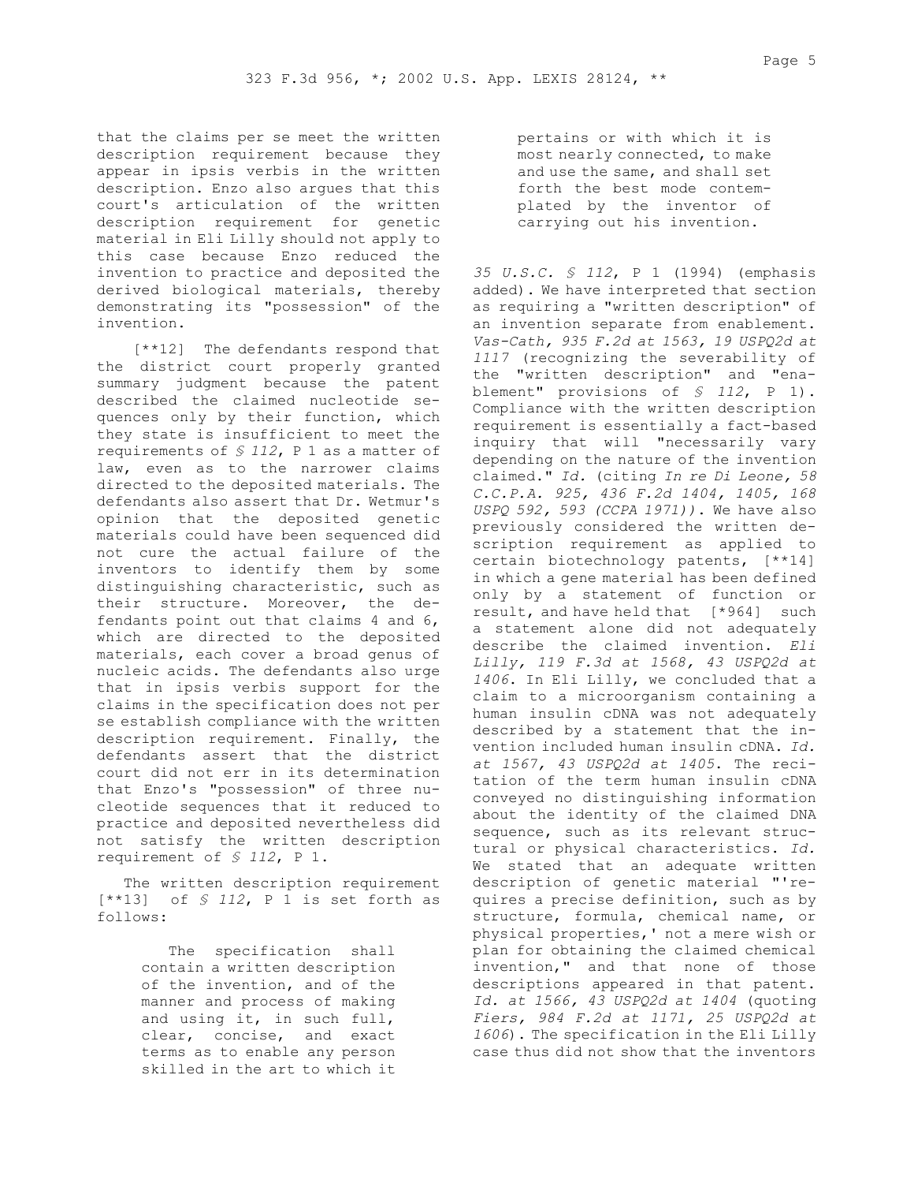that the claims per se meet the written description requirement because they appear in ipsis verbis in the written description. Enzo also argues that this court's articulation of the written description requirement for genetic material in Eli Lilly should not apply to this case because Enzo reduced the invention to practice and deposited the derived biological materials, thereby demonstrating its "possession" of the invention.

[**12] The defendants respond that the district court properly granted summary judgment because the patent described the claimed nucleotide sequences only by their function, which they state is insufficient to meet the requirements of *§ 112*, P 1 as a matter of law, even as to the narrower claims directed to the deposited materials. The defendants also assert that Dr. Wetmur's opinion that the deposited genetic materials could have been sequenced did not cure the actual failure of the inventors to identify them by some distinguishing characteristic, such as their structure. Moreover, the defendants point out that claims 4 and 6, which are directed to the deposited materials, each cover a broad genus of nucleic acids. The defendants also urge that in ipsis verbis support for the claims in the specification does not per se establish compliance with the written description requirement. Finally, the defendants assert that the district court did not err in its determination that Enzo's "possession" of three nucleotide sequences that it reduced to practice and deposited nevertheless did not satisfy the written description requirement of *§ 112*, P 1.

The written description requirement [**13] of *§ 112*, P 1 is set forth as follows:

> The specification shall contain a written description of the invention, and of the manner and process of making and using it, in such full, clear, concise, and exact terms as to enable any person skilled in the art to which it pertains or with which it is most nearly connected, to make and use the same, and shall set forth the best mode contemplated by the inventor of carrying out his invention.

*35 U.S.C. § 112*, P 1 (1994) (emphasis added). We have interpreted that section as requiring a "written description" of an invention separate from enablement. *Vas-Cath, 935 F.2d at 1563, 19 USPQ2d at 1117* (recognizing the severability of the "written description" and "enablement" provisions of *§ 112*, P 1). Compliance with the written description requirement is essentially a fact-based inquiry that will "necessarily vary depending on the nature of the invention claimed." *Id.* (citing *In re Di Leone, 58 C.C.P.A. 925, 436 F.2d 1404, 1405, 168 USPQ 592, 593 (CCPA 1971))*. We have also previously considered the written description requirement as applied to certain biotechnology patents, [**14] in which a gene material has been defined only by a statement of function or result, and have held that [*964] such a statement alone did not adequately describe the claimed invention. *Eli Lilly, 119 F.3d at 1568, 43 USPQ2d at 1406*. In Eli Lilly, we concluded that a claim to a microorganism containing a human insulin cDNA was not adequately described by a statement that the invention included human insulin cDNA. *Id. at 1567, 43 USPQ2d at 1405*. The recitation of the term human insulin cDNA conveyed no distinguishing information about the identity of the claimed DNA sequence, such as its relevant structural or physical characteristics. *Id.* We stated that an adequate written description of genetic material "'requires a precise definition, such as by structure, formula, chemical name, or physical properties,' not a mere wish or plan for obtaining the claimed chemical invention," and that none of those descriptions appeared in that patent. *Id. at 1566, 43 USPQ2d at 1404* (quoting *Fiers, 984 F.2d at 1171, 25 USPQ2d at 1606*). The specification in the Eli Lilly case thus did not show that the inventors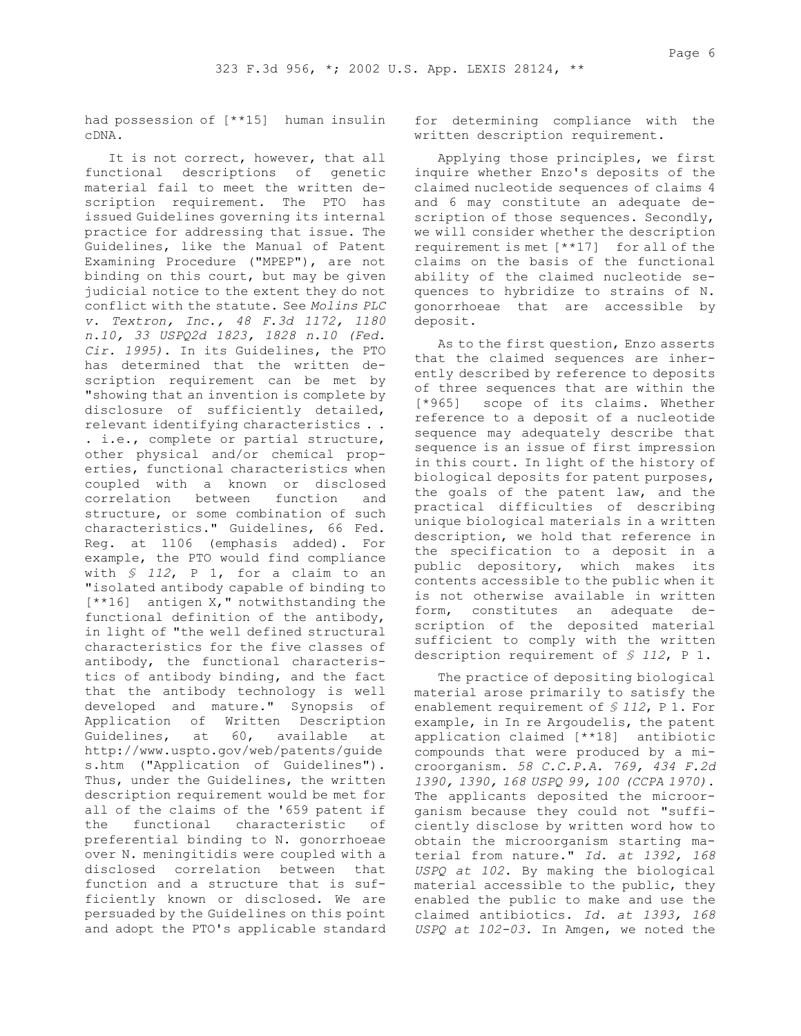had possession of [**15] human insulin cDNA.

It is not correct, however, that all functional descriptions of genetic material fail to meet the written description requirement. The PTO has issued Guidelines governing its internal practice for addressing that issue. The Guidelines, like the Manual of Patent Examining Procedure ("MPEP"), are not binding on this court, but may be given judicial notice to the extent they do not conflict with the statute. See *Molins PLC v. Textron, Inc., 48 F.3d 1172, 1180 n.10, 33 USPQ2d 1823, 1828 n.10 (Fed. Cir. 1995)*. In its Guidelines, the PTO has determined that the written description requirement can be met by "showing that an invention is complete by disclosure of sufficiently detailed, relevant identifying characteristics . . . i.e., complete or partial structure, other physical and/or chemical properties, functional characteristics when coupled with a known or disclosed correlation between function and structure, or some combination of such characteristics." Guidelines, 66 Fed. Reg. at 1106 (emphasis added). For example, the PTO would find compliance with *§ 112*, P 1, for a claim to an "isolated antibody capable of binding to [**16] antigen X," notwithstanding the functional definition of the antibody, in light of "the well defined structural characteristics for the five classes of antibody, the functional characteristics of antibody binding, and the fact that the antibody technology is well developed and mature." Synopsis of Application of Written Description Guidelines, at 60, available at http://www.uspto.gov/web/patents/guides.htm ("Application of Guidelines"). Thus, under the Guidelines, the written description requirement would be met for all of the claims of the '659 patent if the functional characteristic of preferential binding to N. gonorrhoeae over N. meningitidis were coupled with a disclosed correlation between that function and a structure that is sufficiently known or disclosed. We are persuaded by the Guidelines on this point and adopt the PTO's applicable standard for determining compliance with the written description requirement.

Applying those principles, we first inquire whether Enzo's deposits of the claimed nucleotide sequences of claims 4 and 6 may constitute an adequate description of those sequences. Secondly, we will consider whether the description requirement is met [**17] for all of the claims on the basis of the functional ability of the claimed nucleotide sequences to hybridize to strains of N. gonorrhoeae that are accessible by deposit.

As to the first question, Enzo asserts that the claimed sequences are inherently described by reference to deposits of three sequences that are within the [*965] scope of its claims. Whether reference to a deposit of a nucleotide sequence may adequately describe that sequence is an issue of first impression in this court. In light of the history of biological deposits for patent purposes, the goals of the patent law, and the practical difficulties of describing unique biological materials in a written description, we hold that reference in the specification to a deposit in a public depository, which makes its contents accessible to the public when it is not otherwise available in written form, constitutes an adequate description of the deposited material sufficient to comply with the written description requirement of *§ 112*, P 1.

The practice of depositing biological material arose primarily to satisfy the enablement requirement of *§ 112*, P 1. For example, in In re Argoudelis, the patent application claimed [**18] antibiotic compounds that were produced by a microorganism. *58 C.C.P.A. 769, 434 F.2d 1390, 1390, 168 USPQ 99, 100 (CCPA 1970)*. The applicants deposited the microorganism because they could not "sufficiently disclose by written word how to obtain the microorganism starting material from nature." *Id. at 1392, 168 USPQ at 102*. By making the biological material accessible to the public, they enabled the public to make and use the claimed antibiotics. *Id. at 1393, 168 USPQ at 102-03*. In Amgen, we noted the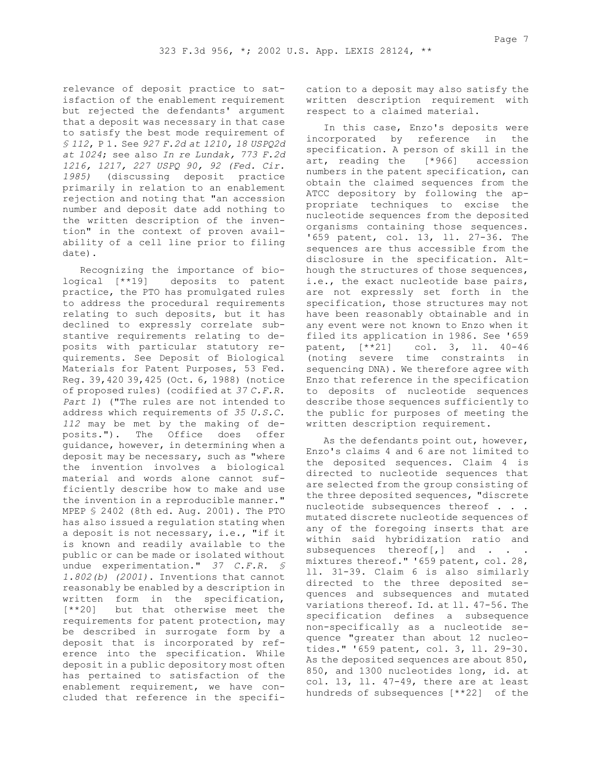relevance of deposit practice to satisfaction of the enablement requirement but rejected the defendants' argument that a deposit was necessary in that case to satisfy the best mode requirement of *§ 112*, P 1. See *927 F.2d at 1210, 18 USPQ2d at 1024*; see also *In re Lundak, 773 F.2d 1216, 1217, 227 USPQ 90, 92 (Fed. Cir. 1985)* (discussing deposit practice primarily in relation to an enablement rejection and noting that "an accession number and deposit date add nothing to the written description of the invention" in the context of proven availability of a cell line prior to filing date).

Recognizing the importance of biological [**19] deposits to patent practice, the PTO has promulgated rules to address the procedural requirements relating to such deposits, but it has declined to expressly correlate substantive requirements relating to deposits with particular statutory requirements. See Deposit of Biological Materials for Patent Purposes, 53 Fed. Reg. 39,420 39,425 (Oct. 6, 1988) (notice of proposed rules) (codified at *37 C.F.R. Part 1*) ("The rules are not intended to address which requirements of *35 U.S.C. 112* may be met by the making of deposits."). The Office does offer guidance, however, in determining when a deposit may be necessary, such as "where the invention involves a biological material and words alone cannot sufficiently describe how to make and use the invention in a reproducible manner." MPEP § 2402 (8th ed. Aug. 2001). The PTO has also issued a regulation stating when a deposit is not necessary, i.e., "if it is known and readily available to the public or can be made or isolated without undue experimentation." *37 C.F.R. § 1.802(b) (2001)*. Inventions that cannot reasonably be enabled by a description in written form in the specification, [**20] but that otherwise meet the requirements for patent protection, may be described in surrogate form by a deposit that is incorporated by reference into the specification. While deposit in a public depository most often has pertained to satisfaction of the enablement requirement, we have concluded that reference in the specification to a deposit may also satisfy the written description requirement with respect to a claimed material.

In this case, Enzo's deposits were incorporated by reference in the specification. A person of skill in the art, reading the [*966] accession numbers in the patent specification, can obtain the claimed sequences from the ATCC depository by following the appropriate techniques to excise the nucleotide sequences from the deposited organisms containing those sequences. '659 patent, col. 13, ll. 27-36. The sequences are thus accessible from the disclosure in the specification. Although the structures of those sequences, i.e., the exact nucleotide base pairs, are not expressly set forth in the specification, those structures may not have been reasonably obtainable and in any event were not known to Enzo when it filed its application in 1986. See '659 patent, [**21] col. 3, ll. 40-46 (noting severe time constraints in sequencing DNA). We therefore agree with Enzo that reference in the specification to deposits of nucleotide sequences describe those sequences sufficiently to the public for purposes of meeting the written description requirement.

As the defendants point out, however, Enzo's claims 4 and 6 are not limited to the deposited sequences. Claim 4 is directed to nucleotide sequences that are selected from the group consisting of the three deposited sequences, "discrete nucleotide subsequences thereof . . . mutated discrete nucleotide sequences of any of the foregoing inserts that are within said hybridization ratio and subsequences thereof[,] and . . . mixtures thereof." '659 patent, col. 28, ll. 31-39. Claim 6 is also similarly directed to the three deposited sequences and subsequences and mutated variations thereof. Id. at ll. 47-56. The specification defines a subsequence non-specifically as a nucleotide sequence "greater than about 12 nucleotides." '659 patent, col. 3, ll. 29-30. As the deposited sequences are about 850, 850, and 1300 nucleotides long, id. at col. 13, ll. 47-49, there are at least hundreds of subsequences [**22] of the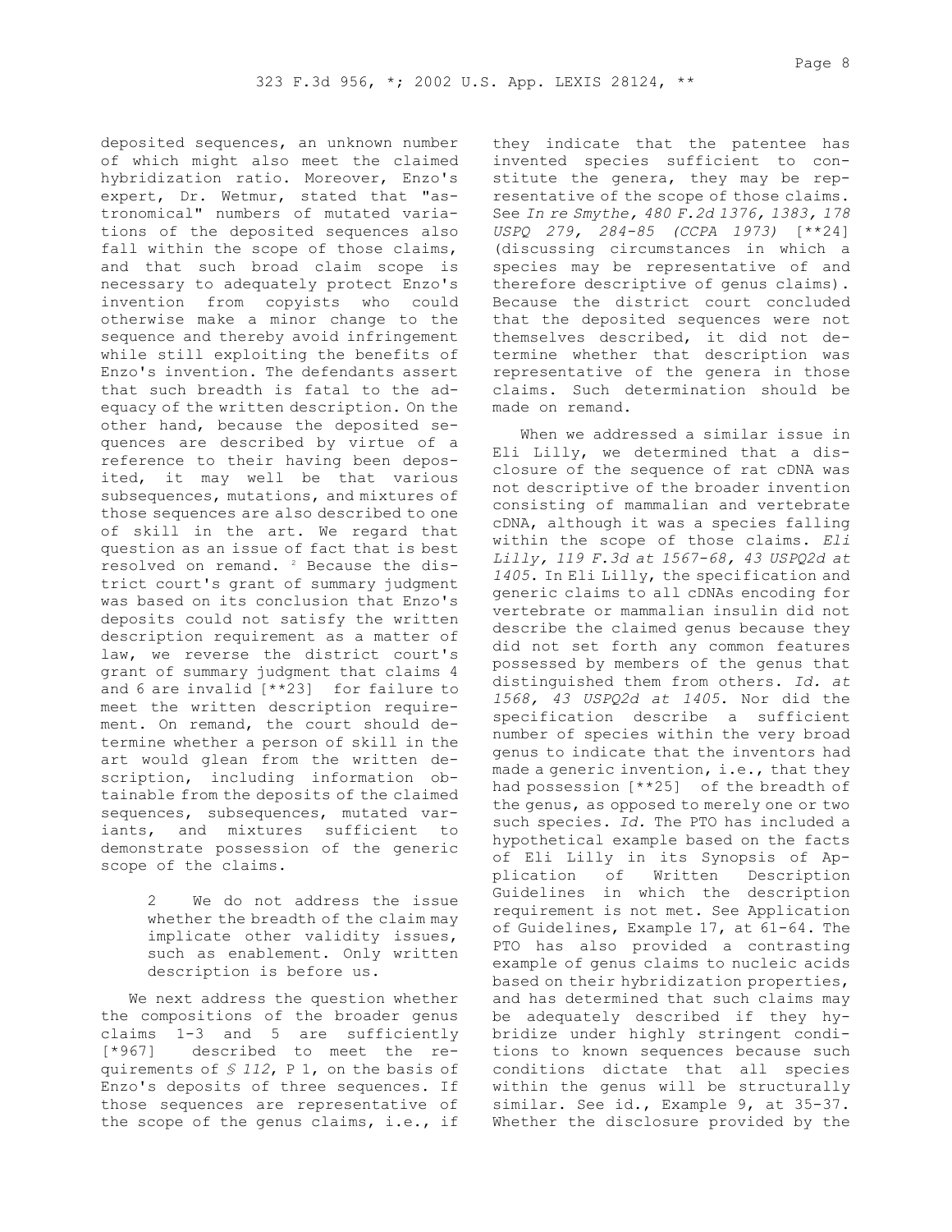deposited sequences, an unknown number of which might also meet the claimed hybridization ratio. Moreover, Enzo's expert, Dr. Wetmur, stated that "astronomical" numbers of mutated variations of the deposited sequences also fall within the scope of those claims, and that such broad claim scope is necessary to adequately protect Enzo's invention from copyists who could otherwise make a minor change to the sequence and thereby avoid infringement while still exploiting the benefits of Enzo's invention. The defendants assert that such breadth is fatal to the adequacy of the written description. On the other hand, because the deposited sequences are described by virtue of a reference to their having been deposited, it may well be that various subsequences, mutations, and mixtures of those sequences are also described to one of skill in the art. We regard that question as an issue of fact that is best resolved on remand. [2] Because the district court's grant of summary judgment was based on its conclusion that Enzo's deposits could not satisfy the written description requirement as a matter of law, we reverse the district court's grant of summary judgment that claims 4 and 6 are invalid [**23] for failure to meet the written description requirement. On remand, the court should determine whether a person of skill in the art would glean from the written description, including information obtainable from the deposits of the claimed sequences, subsequences, mutated variants, and mixtures sufficient to demonstrate possession of the generic scope of the claims.

> 2 We do not address the issue whether the breadth of the claim may implicate other validity issues, such as enablement. Only written description is before us.

We next address the question whether the compositions of the broader genus claims 1-3 and 5 are sufficiently [*967] described to meet the requirements of *§ 112*, P 1, on the basis of Enzo's deposits of three sequences. If those sequences are representative of the scope of the genus claims, i.e., if they indicate that the patentee has invented species sufficient to constitute the genera, they may be representative of the scope of those claims. See *In re Smythe, 480 F.2d 1376, 1383, 178 USPQ 279, 284-85 (CCPA 1973)* [**24] (discussing circumstances in which a species may be representative of and therefore descriptive of genus claims). Because the district court concluded that the deposited sequences were not themselves described, it did not determine whether that description was representative of the genera in those claims. Such determination should be made on remand.

When we addressed a similar issue in Eli Lilly, we determined that a disclosure of the sequence of rat cDNA was not descriptive of the broader invention consisting of mammalian and vertebrate cDNA, although it was a species falling within the scope of those claims. *Eli Lilly, 119 F.3d at 1567-68, 43 USPQ2d at 1405*. In Eli Lilly, the specification and generic claims to all cDNAs encoding for vertebrate or mammalian insulin did not describe the claimed genus because they did not set forth any common features possessed by members of the genus that distinguished them from others. *Id. at 1568, 43 USPQ2d at 1405*. Nor did the specification describe a sufficient number of species within the very broad genus to indicate that the inventors had made a generic invention, i.e., that they had possession [**25] of the breadth of the genus, as opposed to merely one or two such species. *Id.* The PTO has included a hypothetical example based on the facts of Eli Lilly in its Synopsis of Application of Written Description Guidelines in which the description requirement is not met. See Application of Guidelines, Example 17, at 61-64. The PTO has also provided a contrasting example of genus claims to nucleic acids based on their hybridization properties, and has determined that such claims may be adequately described if they hybridize under highly stringent conditions to known sequences because such conditions dictate that all species within the genus will be structurally similar. See id., Example 9, at 35-37. Whether the disclosure provided by the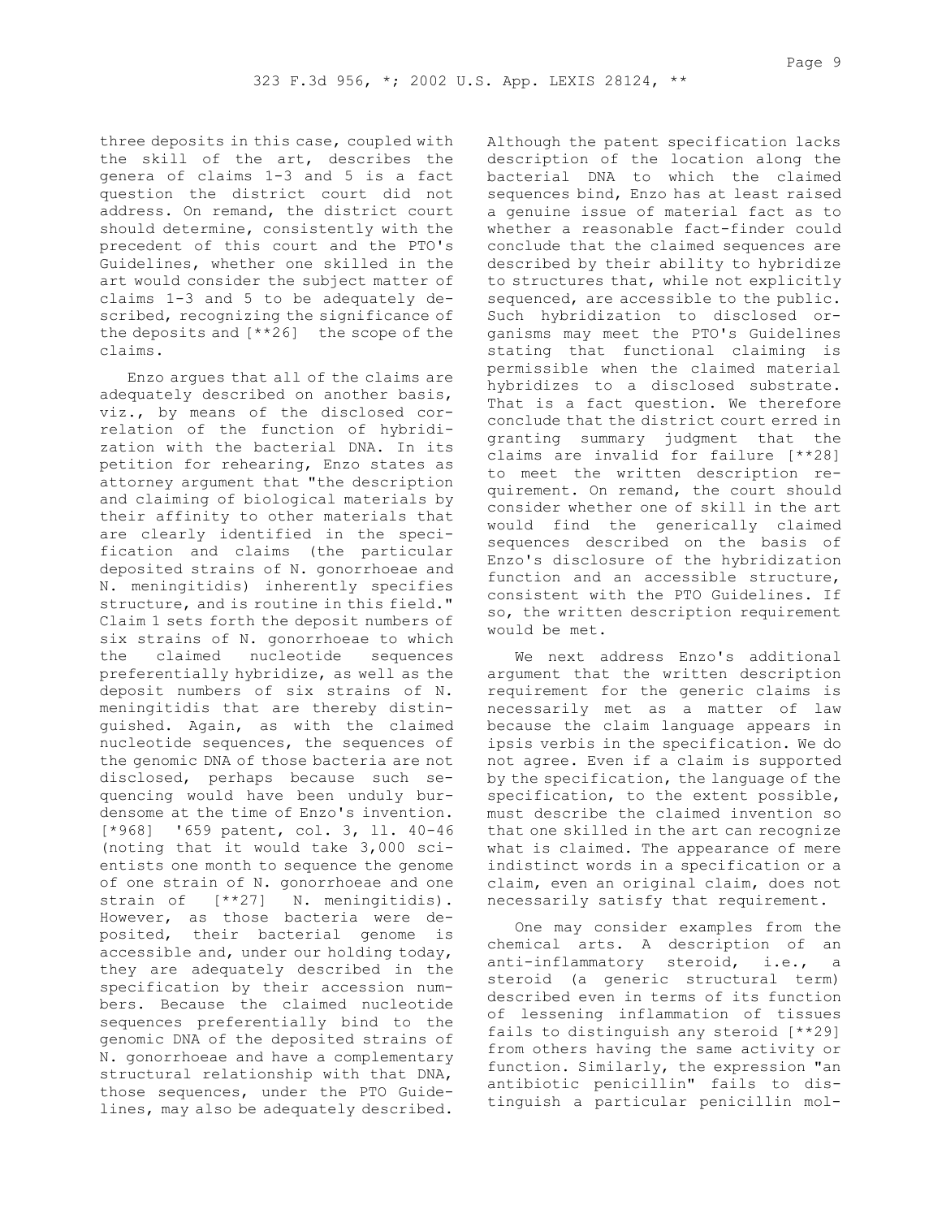three deposits in this case, coupled with the skill of the art, describes the genera of claims 1-3 and 5 is a fact question the district court did not address. On remand, the district court should determine, consistently with the precedent of this court and the PTO's Guidelines, whether one skilled in the art would consider the subject matter of claims 1-3 and 5 to be adequately described, recognizing the significance of the deposits and [**26] the scope of the claims.

Enzo argues that all of the claims are adequately described on another basis, viz., by means of the disclosed correlation of the function of hybridization with the bacterial DNA. In its petition for rehearing, Enzo states as attorney argument that "the description and claiming of biological materials by their affinity to other materials that are clearly identified in the specification and claims (the particular deposited strains of N. gonorrhoeae and N. meningitidis) inherently specifies structure, and is routine in this field." Claim 1 sets forth the deposit numbers of six strains of N. gonorrhoeae to which the claimed nucleotide sequences preferentially hybridize, as well as the deposit numbers of six strains of N. meningitidis that are thereby distinguished. Again, as with the claimed nucleotide sequences, the sequences of the genomic DNA of those bacteria are not disclosed, perhaps because such sequencing would have been unduly burdensome at the time of Enzo's invention. [*968] '659 patent, col. 3, ll. 40-46 (noting that it would take 3,000 scientists one month to sequence the genome of one strain of N. gonorrhoeae and one strain of [**27] N. meningitidis). However, as those bacteria were deposited, their bacterial genome is accessible and, under our holding today, they are adequately described in the specification by their accession numbers. Because the claimed nucleotide sequences preferentially bind to the genomic DNA of the deposited strains of N. gonorrhoeae and have a complementary structural relationship with that DNA, those sequences, under the PTO Guidelines, may also be adequately described. Although the patent specification lacks description of the location along the bacterial DNA to which the claimed sequences bind, Enzo has at least raised a genuine issue of material fact as to whether a reasonable fact-finder could conclude that the claimed sequences are described by their ability to hybridize to structures that, while not explicitly sequenced, are accessible to the public. Such hybridization to disclosed organisms may meet the PTO's Guidelines stating that functional claiming is permissible when the claimed material hybridizes to a disclosed substrate. That is a fact question. We therefore conclude that the district court erred in granting summary judgment that the claims are invalid for failure [**28] to meet the written description requirement. On remand, the court should consider whether one of skill in the art would find the generically claimed sequences described on the basis of Enzo's disclosure of the hybridization function and an accessible structure, consistent with the PTO Guidelines. If so, the written description requirement would be met.

We next address Enzo's additional argument that the written description requirement for the generic claims is necessarily met as a matter of law because the claim language appears in ipsis verbis in the specification. We do not agree. Even if a claim is supported by the specification, the language of the specification, to the extent possible, must describe the claimed invention so that one skilled in the art can recognize what is claimed. The appearance of mere indistinct words in a specification or a claim, even an original claim, does not necessarily satisfy that requirement.

One may consider examples from the chemical arts. A description of an anti-inflammatory steroid, i.e., a steroid (a generic structural term) described even in terms of its function of lessening inflammation of tissues fails to distinguish any steroid [**29] from others having the same activity or function. Similarly, the expression "an antibiotic penicillin" fails to distinguish a particular penicillin mol-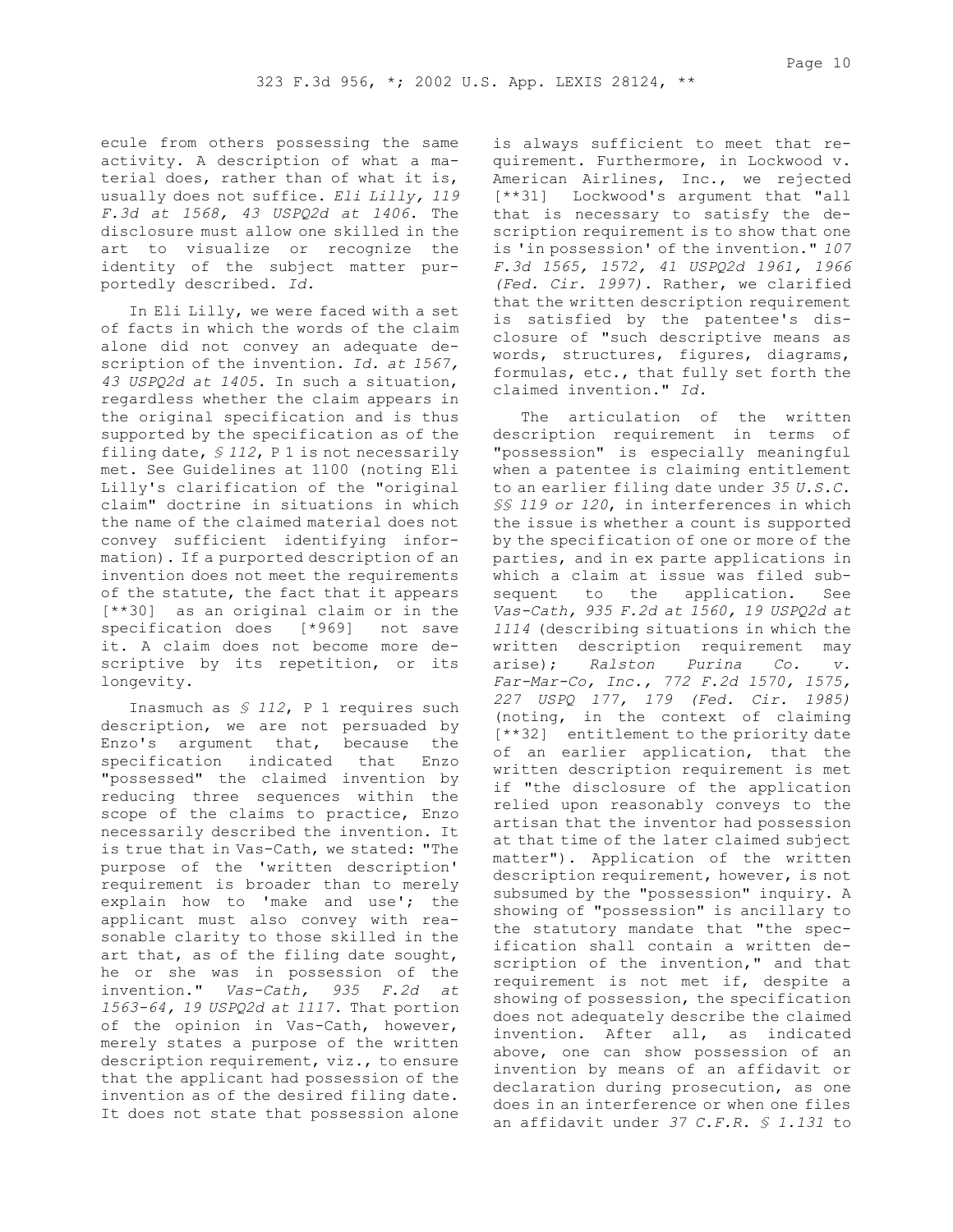ecule from others possessing the same activity. A description of what a material does, rather than of what it is, usually does not suffice. *Eli Lilly, 119 F.3d at 1568, 43 USPQ2d at 1406*. The disclosure must allow one skilled in the art to visualize or recognize the identity of the subject matter purportedly described. *Id.*

In Eli Lilly, we were faced with a set of facts in which the words of the claim alone did not convey an adequate description of the invention. *Id. at 1567, 43 USPQ2d at 1405*. In such a situation, regardless whether the claim appears in the original specification and is thus supported by the specification as of the filing date, *§ 112*, P 1 is not necessarily met. See Guidelines at 1100 (noting Eli Lilly's clarification of the "original claim" doctrine in situations in which the name of the claimed material does not convey sufficient identifying information). If a purported description of an invention does not meet the requirements of the statute, the fact that it appears [**30] as an original claim or in the specification does [*969] not save it. A claim does not become more descriptive by its repetition, or its longevity.

Inasmuch as *§ 112*, P 1 requires such description, we are not persuaded by Enzo's argument that, because the specification indicated that Enzo "possessed" the claimed invention by reducing three sequences within the scope of the claims to practice, Enzo necessarily described the invention. It is true that in Vas-Cath, we stated: "The purpose of the 'written description' requirement is broader than to merely explain how to 'make and use'; the applicant must also convey with reasonable clarity to those skilled in the art that, as of the filing date sought, he or she was in possession of the invention." *Vas-Cath, 935 F.2d at 1563-64, 19 USPQ2d at 1117*. That portion of the opinion in Vas-Cath, however, merely states a purpose of the written description requirement, viz., to ensure that the applicant had possession of the invention as of the desired filing date. It does not state that possession alone is always sufficient to meet that requirement. Furthermore, in Lockwood v. American Airlines, Inc., we rejected [**31] Lockwood's argument that "all that is necessary to satisfy the description requirement is to show that one is 'in possession' of the invention." *107 F.3d 1565, 1572, 41 USPQ2d 1961, 1966 (Fed. Cir. 1997)*. Rather, we clarified that the written description requirement is satisfied by the patentee's disclosure of "such descriptive means as words, structures, figures, diagrams, formulas, etc., that fully set forth the claimed invention." *Id.*

The articulation of the written description requirement in terms of "possession" is especially meaningful when a patentee is claiming entitlement to an earlier filing date under *35 U.S.C. §§ 119 or 120*, in interferences in which the issue is whether a count is supported by the specification of one or more of the parties, and in ex parte applications in which a claim at issue was filed subsequent to the application. See *Vas-Cath, 935 F.2d at 1560, 19 USPQ2d at 1114* (describing situations in which the written description requirement may arise); *Ralston Purina Co. v. Far-Mar-Co, Inc., 772 F.2d 1570, 1575, 227 USPQ 177, 179 (Fed. Cir. 1985)* (noting, in the context of claiming [**32] entitlement to the priority date of an earlier application, that the written description requirement is met if "the disclosure of the application relied upon reasonably conveys to the artisan that the inventor had possession at that time of the later claimed subject matter"). Application of the written description requirement, however, is not subsumed by the "possession" inquiry. A showing of "possession" is ancillary to the statutory mandate that "the specification shall contain a written description of the invention," and that requirement is not met if, despite a showing of possession, the specification does not adequately describe the claimed invention. After all, as indicated above, one can show possession of an invention by means of an affidavit or declaration during prosecution, as one does in an interference or when one files an affidavit under *37 C.F.R. § 1.131* to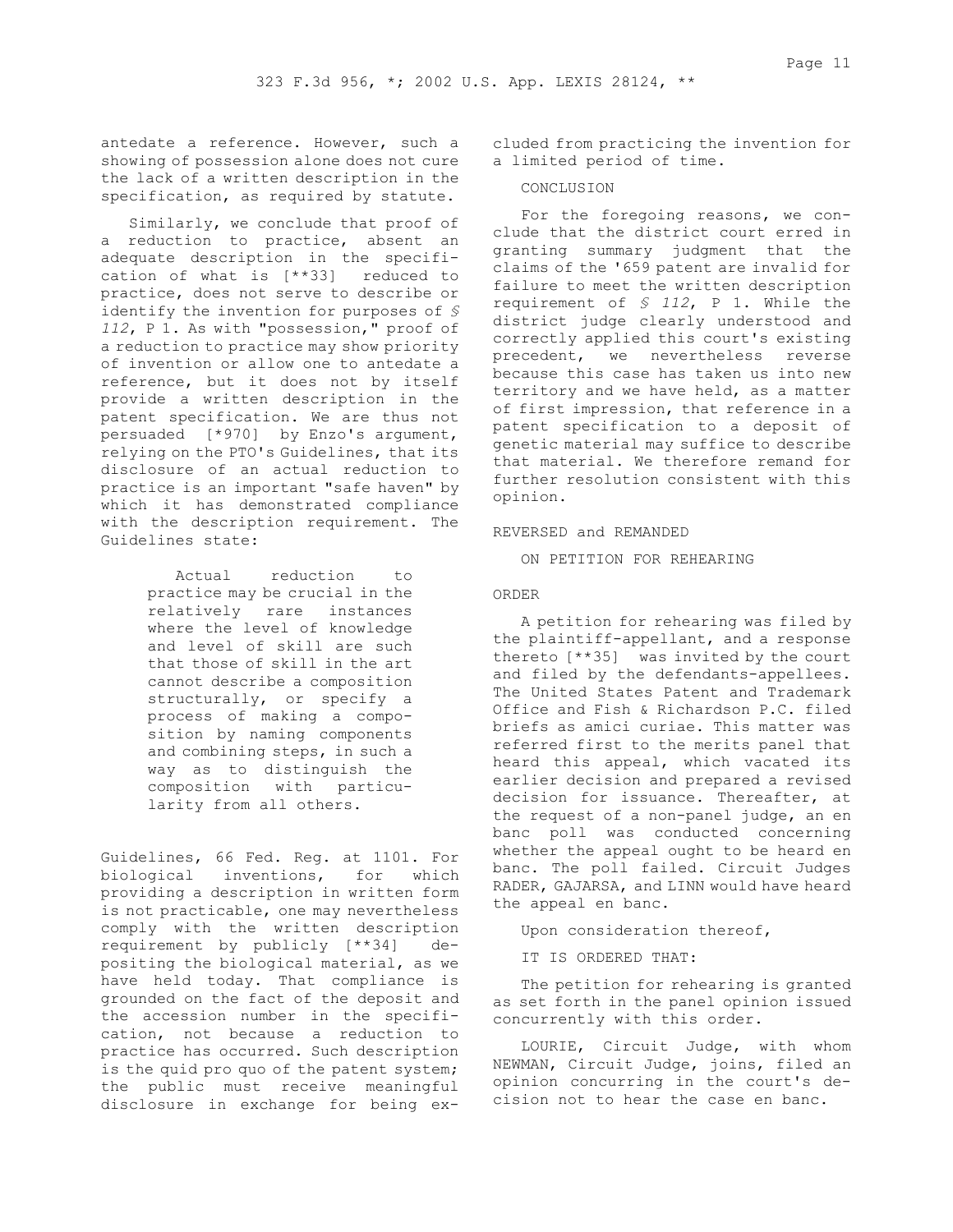antedate a reference. However, such a showing of possession alone does not cure the lack of a written description in the specification, as required by statute.

Similarly, we conclude that proof of a reduction to practice, absent an adequate description in the specification of what is [**33] reduced to practice, does not serve to describe or identify the invention for purposes of *§ 112*, P 1. As with "possession," proof of a reduction to practice may show priority of invention or allow one to antedate a reference, but it does not by itself provide a written description in the patent specification. We are thus not persuaded [*970] by Enzo's argument, relying on the PTO's Guidelines, that its disclosure of an actual reduction to practice is an important "safe haven" by which it has demonstrated compliance with the description requirement. The Guidelines state:

> Actual reduction to practice may be crucial in the relatively rare instances where the level of knowledge and level of skill are such that those of skill in the art cannot describe a composition structurally, or specify a process of making a composition by naming components and combining steps, in such a way as to distinguish the composition with particularity from all others.

Guidelines, 66 Fed. Reg. at 1101. For biological inventions, for which providing a description in written form is not practicable, one may nevertheless comply with the written description requirement by publicly [**34] depositing the biological material, as we have held today. That compliance is grounded on the fact of the deposit and the accession number in the specification, not because a reduction to practice has occurred. Such description is the quid pro quo of the patent system; the public must receive meaningful disclosure in exchange for being excluded from practicing the invention for a limited period of time.

CONCLUSION

For the foregoing reasons, we conclude that the district court erred in granting summary judgment that the claims of the '659 patent are invalid for failure to meet the written description requirement of *§ 112*, P 1. While the district judge clearly understood and correctly applied this court's existing precedent, we nevertheless reverse because this case has taken us into new territory and we have held, as a matter of first impression, that reference in a patent specification to a deposit of genetic material may suffice to describe that material. We therefore remand for further resolution consistent with this opinion.

REVERSED and REMANDED

ON PETITION FOR REHEARING

ORDER

A petition for rehearing was filed by the plaintiff-appellant, and a response thereto [**35] was invited by the court and filed by the defendants-appellees. The United States Patent and Trademark Office and Fish & Richardson P.C. filed briefs as amici curiae. This matter was referred first to the merits panel that heard this appeal, which vacated its earlier decision and prepared a revised decision for issuance. Thereafter, at the request of a non-panel judge, an en banc poll was conducted concerning whether the appeal ought to be heard en banc. The poll failed. Circuit Judges RADER, GAJARSA, and LINN would have heard the appeal en banc.

Upon consideration thereof,

IT IS ORDERED THAT:

The petition for rehearing is granted as set forth in the panel opinion issued concurrently with this order.

LOURIE, Circuit Judge, with whom NEWMAN, Circuit Judge, joins, filed an opinion concurring in the court's decision not to hear the case en banc.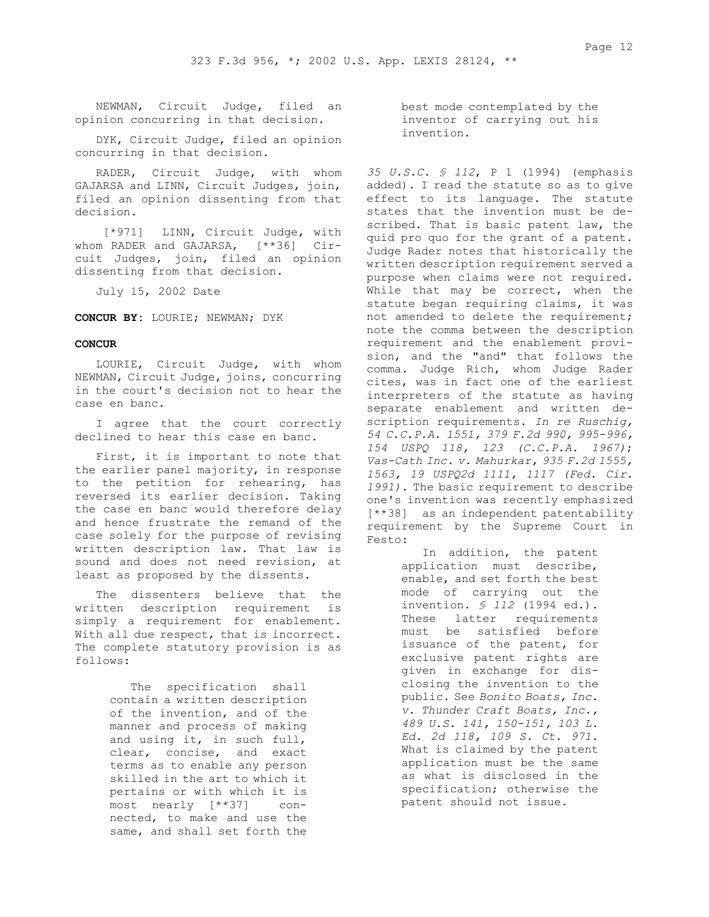NEWMAN, Circuit Judge, filed an opinion concurring in that decision.

DYK, Circuit Judge, filed an opinion concurring in that decision.

RADER, Circuit Judge, with whom GAJARSA and LINN, Circuit Judges, join, filed an opinion dissenting from that decision.

[*971] LINN, Circuit Judge, with whom RADER and GAJARSA, [**36] Circuit Judges, join, filed an opinion dissenting from that decision.

July 15, 2002 Date

**CONCUR BY:** LOURIE; NEWMAN; DYK

**CONCUR**

LOURIE, Circuit Judge, with whom NEWMAN, Circuit Judge, joins, concurring in the court's decision not to hear the case en banc.

I agree that the court correctly declined to hear this case en banc.

First, it is important to note that the earlier panel majority, in response to the petition for rehearing, has reversed its earlier decision. Taking the case en banc would therefore delay and hence frustrate the remand of the case solely for the purpose of revising written description law. That law is sound and does not need revision, at least as proposed by the dissents.

The dissenters believe that the written description requirement is simply a requirement for enablement. With all due respect, that is incorrect. The complete statutory provision is as follows:

> The specification shall contain a written description of the invention, and of the manner and process of making and using it, in such full, clear, concise, and exact terms as to enable any person skilled in the art to which it pertains or with which it is most nearly [**37] connected, to make and use the same, and shall set forth the best mode contemplated by the inventor of carrying out his invention.

*35 U.S.C. § 112*, P 1 (1994) (emphasis added). I read the statute so as to give effect to its language. The statute states that the invention must be described. That is basic patent law, the quid pro quo for the grant of a patent. Judge Rader notes that historically the written description requirement served a purpose when claims were not required. While that may be correct, when the statute began requiring claims, it was not amended to delete the requirement; note the comma between the description requirement and the enablement provision, and the "and" that follows the comma. Judge Rich, whom Judge Rader cites, was in fact one of the earliest interpreters of the statute as having separate enablement and written description requirements. *In re Ruschig, 54 C.C.P.A. 1551, 379 F.2d 990, 995-996, 154 USPQ 118, 123 (C.C.P.A. 1967)*; *Vas-Cath Inc. v. Mahurkar, 935 F.2d 1555, 1563, 19 USPQ2d 1111, 1117 (Fed. Cir. 1991)*. The basic requirement to describe one's invention was recently emphasized [**38] as an independent patentability requirement by the Supreme Court in Festo:

> In addition, the patent application must describe, enable, and set forth the best mode of carrying out the invention. *§ 112* (1994 ed.). These latter requirements must be satisfied before issuance of the patent, for exclusive patent rights are given in exchange for disclosing the invention to the public. See *Bonito Boats, Inc. v. Thunder Craft Boats, Inc., 489 U.S. 141, 150-151, 103 L. Ed. 2d 118, 109 S. Ct. 971*. What is claimed by the patent application must be the same as what is disclosed in the specification; otherwise the patent should not issue.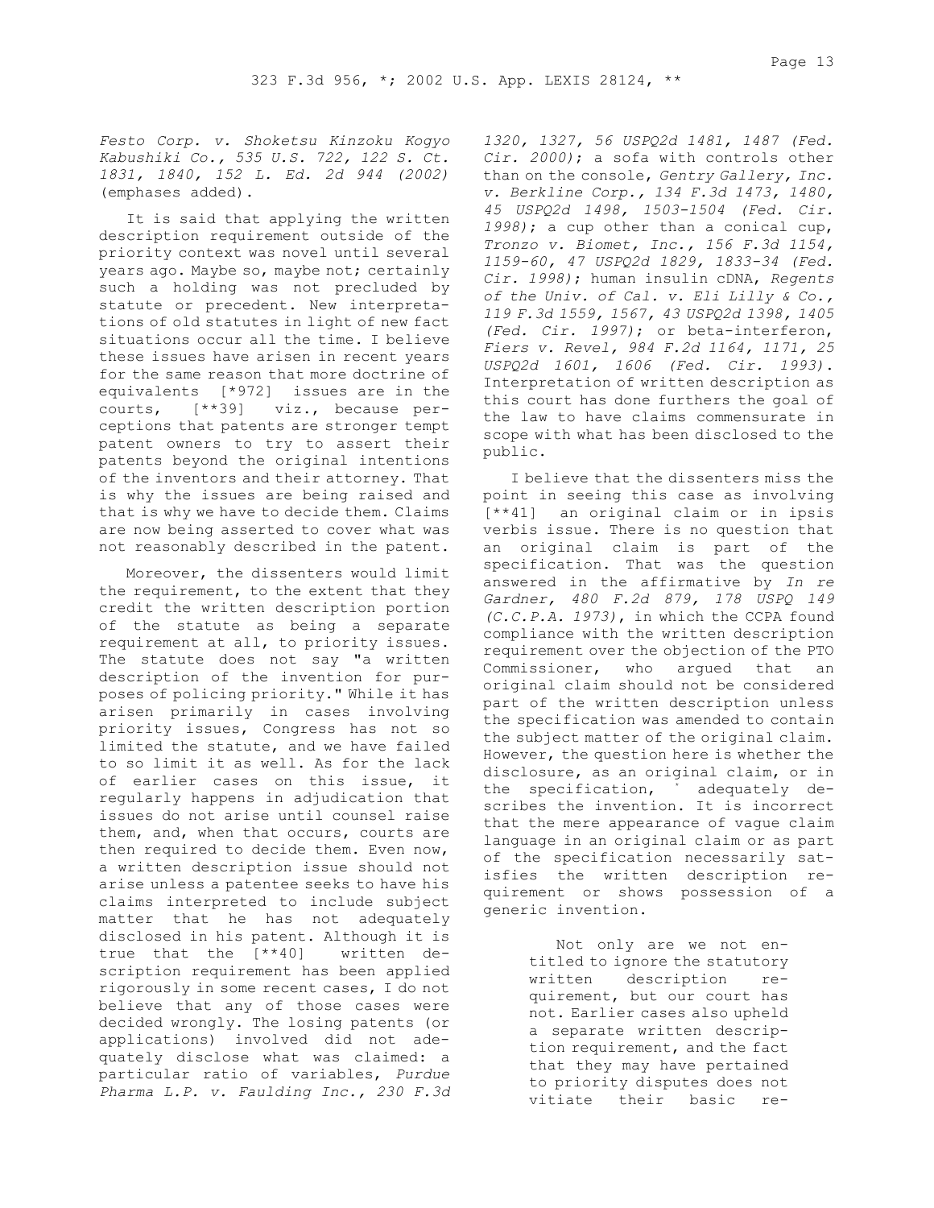*Festo Corp. v. Shoketsu Kinzoku Kogyo Kabushiki Co., 535 U.S. 722, 122 S. Ct. 1831, 1840, 152 L. Ed. 2d 944 (2002)* (emphases added).

It is said that applying the written description requirement outside of the priority context was novel until several years ago. Maybe so, maybe not; certainly such a holding was not precluded by statute or precedent. New interpretations of old statutes in light of new fact situations occur all the time. I believe these issues have arisen in recent years for the same reason that more doctrine of equivalents [*972] issues are in the courts, [**39] viz., because perceptions that patents are stronger tempt patent owners to try to assert their patents beyond the original intentions of the inventors and their attorney. That is why the issues are being raised and that is why we have to decide them. Claims are now being asserted to cover what was not reasonably described in the patent.

Moreover, the dissenters would limit the requirement, to the extent that they credit the written description portion of the statute as being a separate requirement at all, to priority issues. The statute does not say "a written description of the invention for purposes of policing priority." While it has arisen primarily in cases involving priority issues, Congress has not so limited the statute, and we have failed to so limit it as well. As for the lack of earlier cases on this issue, it regularly happens in adjudication that issues do not arise until counsel raise them, and, when that occurs, courts are then required to decide them. Even now, a written description issue should not arise unless a patentee seeks to have his claims interpreted to include subject matter that he has not adequately disclosed in his patent. Although it is true that the [**40] written description requirement has been applied rigorously in some recent cases, I do not believe that any of those cases were decided wrongly. The losing patents (or applications) involved did not adequately disclose what was claimed: a particular ratio of variables, *Purdue Pharma L.P. v. Faulding Inc., 230 F.3d 1320, 1327, 56 USPQ2d 1481, 1487 (Fed. Cir. 2000)*; a sofa with controls other than on the console, *Gentry Gallery, Inc. v. Berkline Corp., 134 F.3d 1473, 1480, 45 USPQ2d 1498, 1503-1504 (Fed. Cir. 1998)*; a cup other than a conical cup, *Tronzo v. Biomet, Inc., 156 F.3d 1154, 1159-60, 47 USPQ2d 1829, 1833-34 (Fed. Cir. 1998)*; human insulin cDNA, *Regents of the Univ. of Cal. v. Eli Lilly & Co., 119 F.3d 1559, 1567, 43 USPQ2d 1398, 1405 (Fed. Cir. 1997)*; or beta-interferon, *Fiers v. Revel, 984 F.2d 1164, 1171, 25 USPQ2d 1601, 1606 (Fed. Cir. 1993)*. Interpretation of written description as this court has done furthers the goal of the law to have claims commensurate in scope with what has been disclosed to the public.

I believe that the dissenters miss the point in seeing this case as involving [**41] an original claim or in ipsis verbis issue. There is no question that an original claim is part of the specification. That was the question answered in the affirmative by *In re Gardner, 480 F.2d 879, 178 USPQ 149 (C.C.P.A. 1973)*, in which the CCPA found compliance with the written description requirement over the objection of the PTO Commissioner, who argued that an original claim should not be considered part of the written description unless the specification was amended to contain the subject matter of the original claim. However, the question here is whether the disclosure, as an original claim, or in the specification, adequately describes the invention. It is incorrect that the mere appearance of vague claim language in an original claim or as part of the specification necessarily satisfies the written description requirement or shows possession of a generic invention.

> Not only are we not entitled to ignore the statutory written description requirement, but our court has not. Earlier cases also upheld a separate written description requirement, and the fact that they may have pertained to priority disputes does not vitiate their basic re-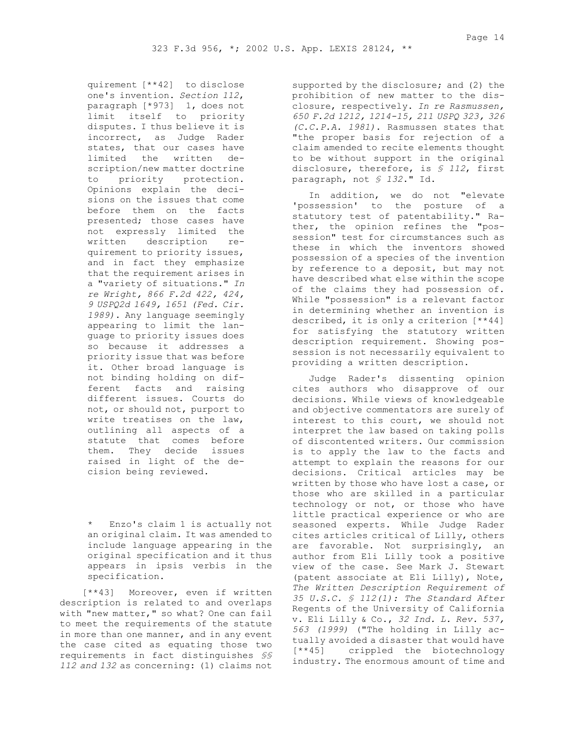quirement [**42] to disclose one's invention. *Section 112*, paragraph [*973] 1, does not limit itself to priority disputes. I thus believe it is incorrect, as Judge Rader states, that our cases have limited the written description/new matter doctrine to priority protection. Opinions explain the decisions on the issues that come before them on the facts presented; those cases have not expressly limited the written description requirement to priority issues, and in fact they emphasize that the requirement arises in a "variety of situations." *In re Wright, 866 F.2d 422, 424, 9 USPQ2d 1649, 1651 (Fed. Cir. 1989)*. Any language seemingly appearing to limit the language to priority issues does so because it addresses a priority issue that was before it. Other broad language is not binding holding on different facts and raising different issues. Courts do not, or should not, purport to write treatises on the law, outlining all aspects of a statute that comes before them. They decide issues raised in light of the decision being reviewed.

\* Enzo's claim 1 is actually not an original claim. It was amended to include language appearing in the original specification and it thus appears in ipsis verbis in the specification.

[**43] Moreover, even if written description is related to and overlaps with "new matter," so what? One can fail to meet the requirements of the statute in more than one manner, and in any event the case cited as equating those two requirements in fact distinguishes *§§ 112 and 132* as concerning: (1) claims not supported by the disclosure; and (2) the prohibition of new matter to the disclosure, respectively. *In re Rasmussen, 650 F.2d 1212, 1214-15, 211 USPQ 323, 326 (C.C.P.A. 1981)*. Rasmussen states that "the proper basis for rejection of a claim amended to recite elements thought to be without support in the original disclosure, therefore, is *§ 112*, first paragraph, not *§ 132*." Id.

In addition, we do not "elevate 'possession' to the posture of a statutory test of patentability." Rather, the opinion refines the "possession" test for circumstances such as these in which the inventors showed possession of a species of the invention by reference to a deposit, but may not have described what else within the scope of the claims they had possession of. While "possession" is a relevant factor in determining whether an invention is described, it is only a criterion [**44] for satisfying the statutory written description requirement. Showing possession is not necessarily equivalent to providing a written description.

Judge Rader's dissenting opinion cites authors who disapprove of our decisions. While views of knowledgeable and objective commentators are surely of interest to this court, we should not interpret the law based on taking polls of discontented writers. Our commission is to apply the law to the facts and attempt to explain the reasons for our decisions. Critical articles may be written by those who have lost a case, or those who are skilled in a particular technology or not, or those who have little practical experience or who are seasoned experts. While Judge Rader cites articles critical of Lilly, others are favorable. Not surprisingly, an author from Eli Lilly took a positive view of the case. See Mark J. Stewart (patent associate at Eli Lilly), Note, *The Written Description Requirement of 35 U.S.C. § 112(1): The Standard After* Regents of the University of California v. Eli Lilly & Co., *32 Ind. L. Rev. 537, 563 (1999)* ("The holding in Lilly actually avoided a disaster that would have [**45] crippled the biotechnology industry. The enormous amount of time and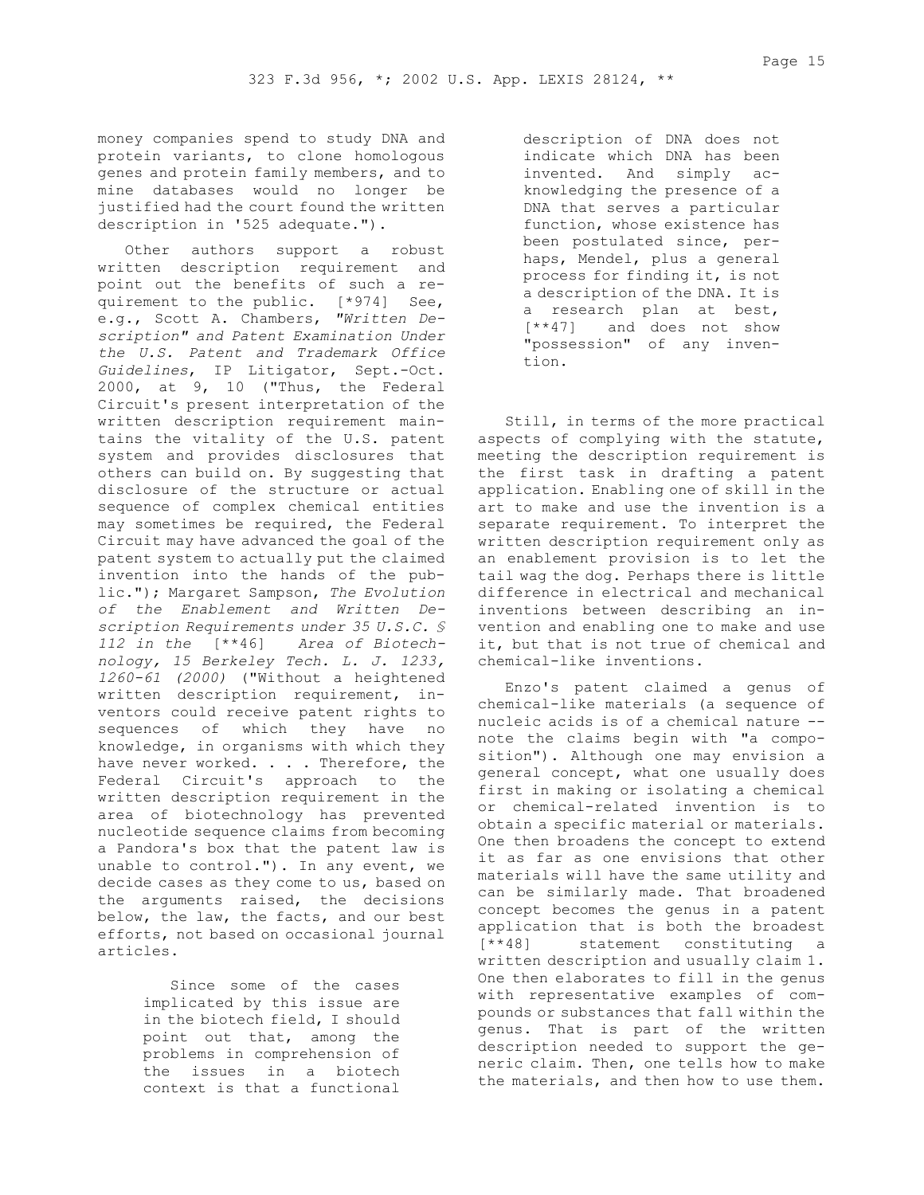money companies spend to study DNA and protein variants, to clone homologous genes and protein family members, and to mine databases would no longer be justified had the court found the written description in '525 adequate.").

Other authors support a robust written description requirement and point out the benefits of such a requirement to the public. [*974] See, e.g., Scott A. Chambers, *"Written Description" and Patent Examination Under the U.S. Patent and Trademark Office Guidelines*, IP Litigator, Sept.-Oct. 2000, at 9, 10 ("Thus, the Federal Circuit's present interpretation of the written description requirement maintains the vitality of the U.S. patent system and provides disclosures that others can build on. By suggesting that disclosure of the structure or actual sequence of complex chemical entities may sometimes be required, the Federal Circuit may have advanced the goal of the patent system to actually put the claimed invention into the hands of the public."); Margaret Sampson, *The Evolution of the Enablement and Written Description Requirements under 35 U.S.C. § 112 in the* [**46] *Area of Biotechnology, 15 Berkeley Tech. L. J. 1233, 1260-61 (2000)* ("Without a heightened written description requirement, inventors could receive patent rights to sequences of which they have no knowledge, in organisms with which they have never worked. . . . Therefore, the Federal Circuit's approach to the written description requirement in the area of biotechnology has prevented nucleotide sequence claims from becoming a Pandora's box that the patent law is unable to control."). In any event, we decide cases as they come to us, based on the arguments raised, the decisions below, the law, the facts, and our best efforts, not based on occasional journal articles.

> Since some of the cases implicated by this issue are in the biotech field, I should point out that, among the problems in comprehension of the issues in a biotech context is that a functional description of DNA does not indicate which DNA has been invented. And simply acknowledging the presence of a DNA that serves a particular function, whose existence has been postulated since, perhaps, Mendel, plus a general process for finding it, is not a description of the DNA. It is a research plan at best, [**47] and does not show "possession" of any invention.

Still, in terms of the more practical aspects of complying with the statute, meeting the description requirement is the first task in drafting a patent application. Enabling one of skill in the art to make and use the invention is a separate requirement. To interpret the written description requirement only as an enablement provision is to let the tail wag the dog. Perhaps there is little difference in electrical and mechanical inventions between describing an invention and enabling one to make and use it, but that is not true of chemical and chemical-like inventions.

Enzo's patent claimed a genus of chemical-like materials (a sequence of nucleic acids is of a chemical nature -- note the claims begin with "a composition"). Although one may envision a general concept, what one usually does first in making or isolating a chemical or chemical-related invention is to obtain a specific material or materials. One then broadens the concept to extend it as far as one envisions that other materials will have the same utility and can be similarly made. That broadened concept becomes the genus in a patent application that is both the broadest [**48] statement constituting a written description and usually claim 1. One then elaborates to fill in the genus with representative examples of compounds or substances that fall within the genus. That is part of the written description needed to support the generic claim. Then, one tells how to make the materials, and then how to use them.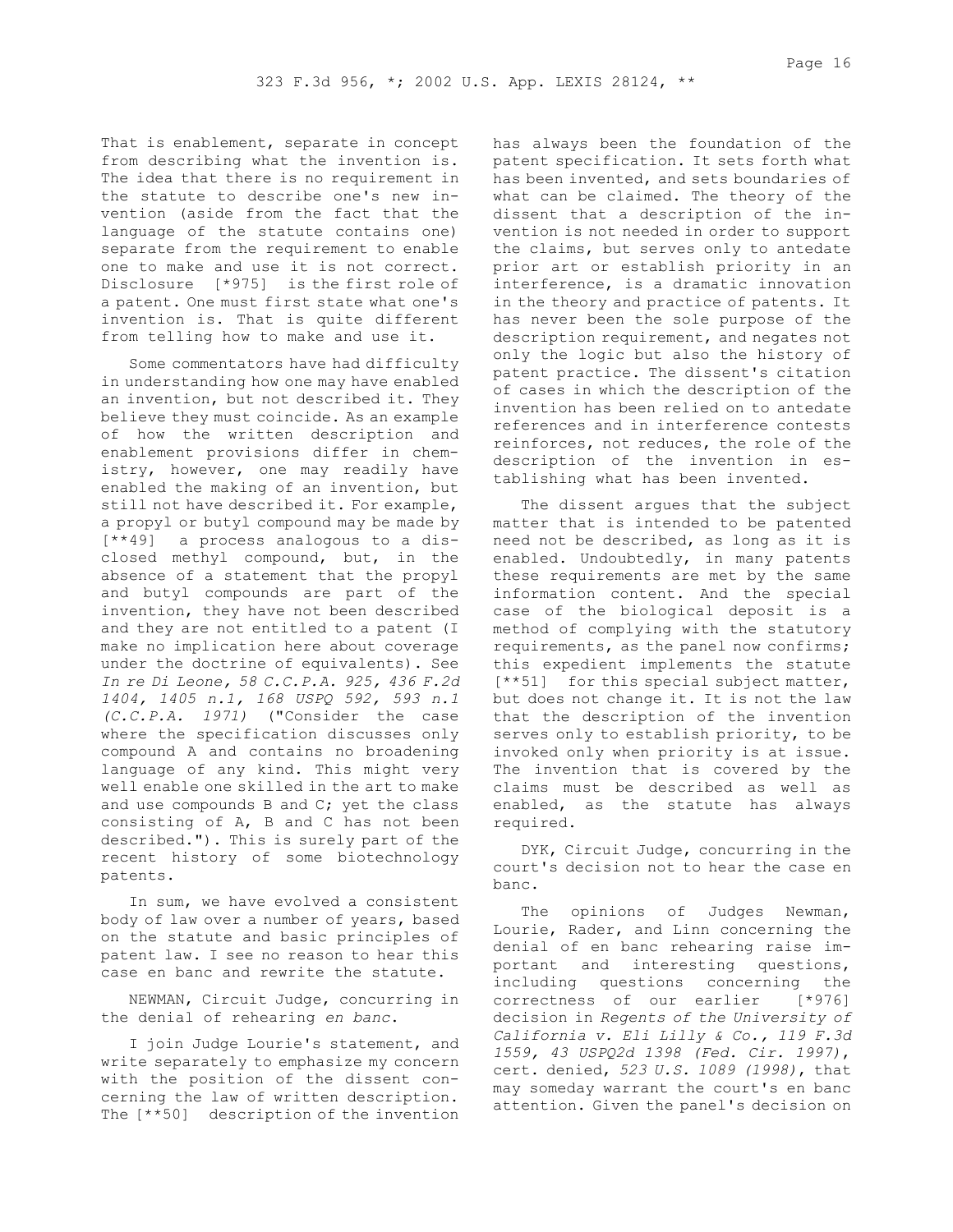That is enablement, separate in concept from describing what the invention is. The idea that there is no requirement in the statute to describe one's new invention (aside from the fact that the language of the statute contains one) separate from the requirement to enable one to make and use it is not correct. Disclosure [*975] is the first role of a patent. One must first state what one's invention is. That is quite different from telling how to make and use it.

Some commentators have had difficulty in understanding how one may have enabled an invention, but not described it. They believe they must coincide. As an example of how the written description and enablement provisions differ in chemistry, however, one may readily have enabled the making of an invention, but still not have described it. For example, a propyl or butyl compound may be made by [**49] a process analogous to a disclosed methyl compound, but, in the absence of a statement that the propyl and butyl compounds are part of the invention, they have not been described and they are not entitled to a patent (I make no implication here about coverage under the doctrine of equivalents). See *In re Di Leone, 58 C.C.P.A. 925, 436 F.2d 1404, 1405 n.1, 168 USPQ 592, 593 n.1 (C.C.P.A. 1971)* ("Consider the case where the specification discusses only compound A and contains no broadening language of any kind. This might very well enable one skilled in the art to make and use compounds B and C; yet the class consisting of A, B and C has not been described."). This is surely part of the recent history of some biotechnology patents.

In sum, we have evolved a consistent body of law over a number of years, based on the statute and basic principles of patent law. I see no reason to hear this case en banc and rewrite the statute.

NEWMAN, Circuit Judge, concurring in the denial of rehearing *en banc*.

I join Judge Lourie's statement, and write separately to emphasize my concern with the position of the dissent concerning the law of written description. The [**50] description of the invention has always been the foundation of the patent specification. It sets forth what has been invented, and sets boundaries of what can be claimed. The theory of the dissent that a description of the invention is not needed in order to support the claims, but serves only to antedate prior art or establish priority in an interference, is a dramatic innovation in the theory and practice of patents. It has never been the sole purpose of the description requirement, and negates not only the logic but also the history of patent practice. The dissent's citation of cases in which the description of the invention has been relied on to antedate references and in interference contests reinforces, not reduces, the role of the description of the invention in establishing what has been invented.

The dissent argues that the subject matter that is intended to be patented need not be described, as long as it is enabled. Undoubtedly, in many patents these requirements are met by the same information content. And the special case of the biological deposit is a method of complying with the statutory requirements, as the panel now confirms; this expedient implements the statute [**51] for this special subject matter, but does not change it. It is not the law that the description of the invention serves only to establish priority, to be invoked only when priority is at issue. The invention that is covered by the claims must be described as well as enabled, as the statute has always required.

DYK, Circuit Judge, concurring in the court's decision not to hear the case en banc.

The opinions of Judges Newman, Lourie, Rader, and Linn concerning the denial of en banc rehearing raise important and interesting questions, including questions concerning the correctness of our earlier [*976] decision in *Regents of the University of California v. Eli Lilly & Co., 119 F.3d 1559, 43 USPQ2d 1398 (Fed. Cir. 1997)*, cert. denied, *523 U.S. 1089 (1998)*, that may someday warrant the court's en banc attention. Given the panel's decision on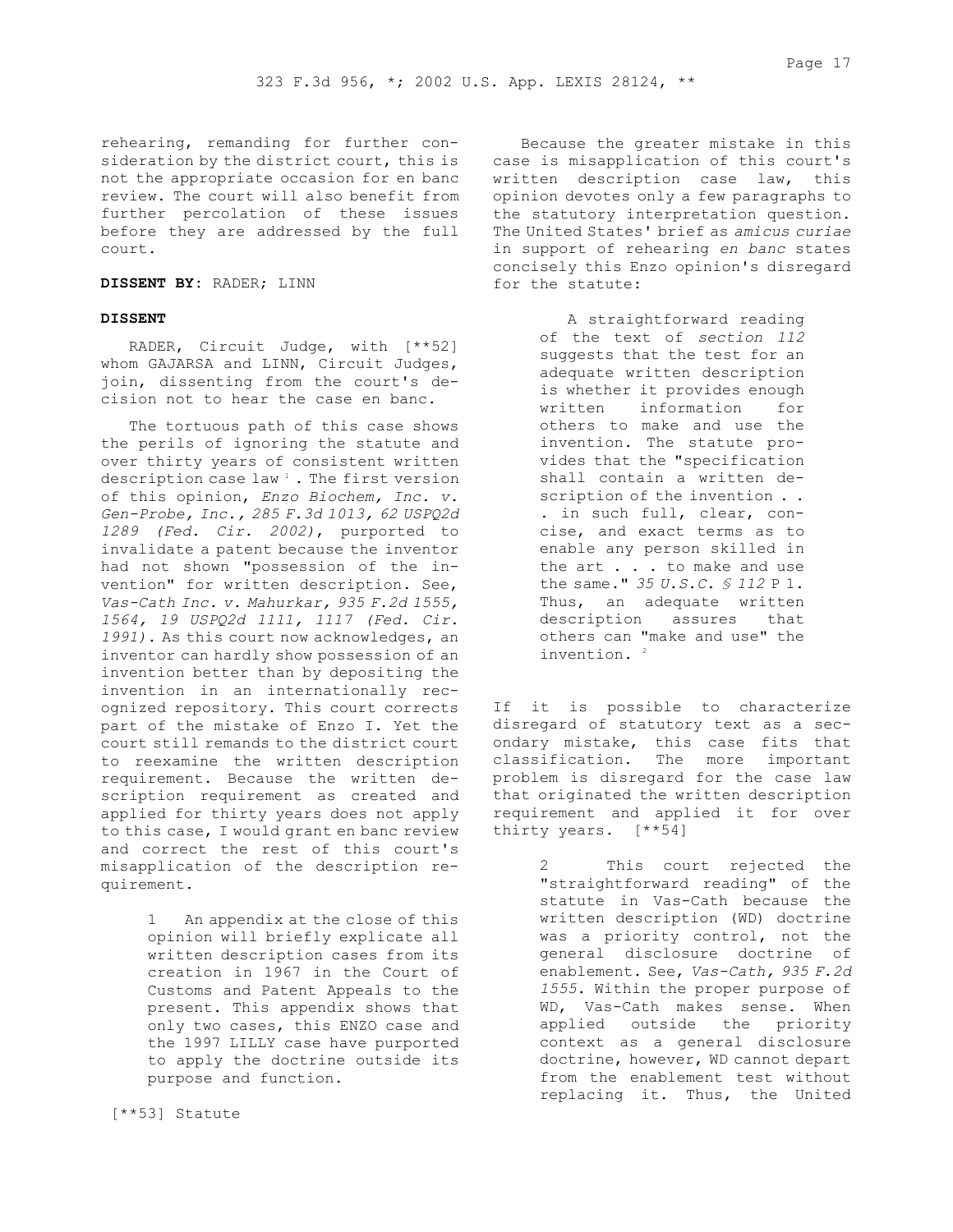rehearing, remanding for further consideration by the district court, this is not the appropriate occasion for en banc review. The court will also benefit from further percolation of these issues before they are addressed by the full court.

**DISSENT BY:** RADER; LINN

**DISSENT**

RADER, Circuit Judge, with [**52] whom GAJARSA and LINN, Circuit Judges, join, dissenting from the court's decision not to hear the case en banc.

The tortuous path of this case shows the perils of ignoring the statute and over thirty years of consistent written description case law [1]. The first version of this opinion, *Enzo Biochem, Inc. v. Gen-Probe, Inc., 285 F.3d 1013, 62 USPQ2d 1289 (Fed. Cir. 2002)*, purported to invalidate a patent because the inventor had not shown "possession of the invention" for written description. See, *Vas-Cath Inc. v. Mahurkar, 935 F.2d 1555, 1564, 19 USPQ2d 1111, 1117 (Fed. Cir. 1991)*. As this court now acknowledges, an inventor can hardly show possession of an invention better than by depositing the invention in an internationally recognized repository. This court corrects part of the mistake of Enzo I. Yet the court still remands to the district court to reexamine the written description requirement. Because the written description requirement as created and applied for thirty years does not apply to this case, I would grant en banc review and correct the rest of this court's misapplication of the description requirement.

> 1 An appendix at the close of this opinion will briefly explicate all written description cases from its creation in 1967 in the Court of Customs and Patent Appeals to the present. This appendix shows that only two cases, this ENZO case and the 1997 LILLY case have purported to apply the doctrine outside its purpose and function.

[**53] Statute

Because the greater mistake in this case is misapplication of this court's written description case law, this opinion devotes only a few paragraphs to the statutory interpretation question. The United States' brief as *amicus curiae* in support of rehearing *en banc* states concisely this Enzo opinion's disregard for the statute:

> A straightforward reading of the text of *section 112* suggests that the test for an adequate written description is whether it provides enough written information for others to make and use the invention. The statute provides that the "specification shall contain a written description of the invention . . . in such full, clear, concise, and exact terms as to enable any person skilled in the art . . . to make and use the same." *35 U.S.C. § 112* P 1. Thus, an adequate written description assures that others can "make and use" the invention. [2]

If it is possible to characterize disregard of statutory text as a secondary mistake, this case fits that classification. The more important problem is disregard for the case law that originated the written description requirement and applied it for over thirty years. [**54]

> 2 This court rejected the "straightforward reading" of the statute in Vas-Cath because the written description (WD) doctrine was a priority control, not the general disclosure doctrine of enablement. See, *Vas-Cath, 935 F.2d 1555*. Within the proper purpose of WD, Vas-Cath makes sense. When applied outside the priority context as a general disclosure doctrine, however, WD cannot depart from the enablement test without replacing it. Thus, the United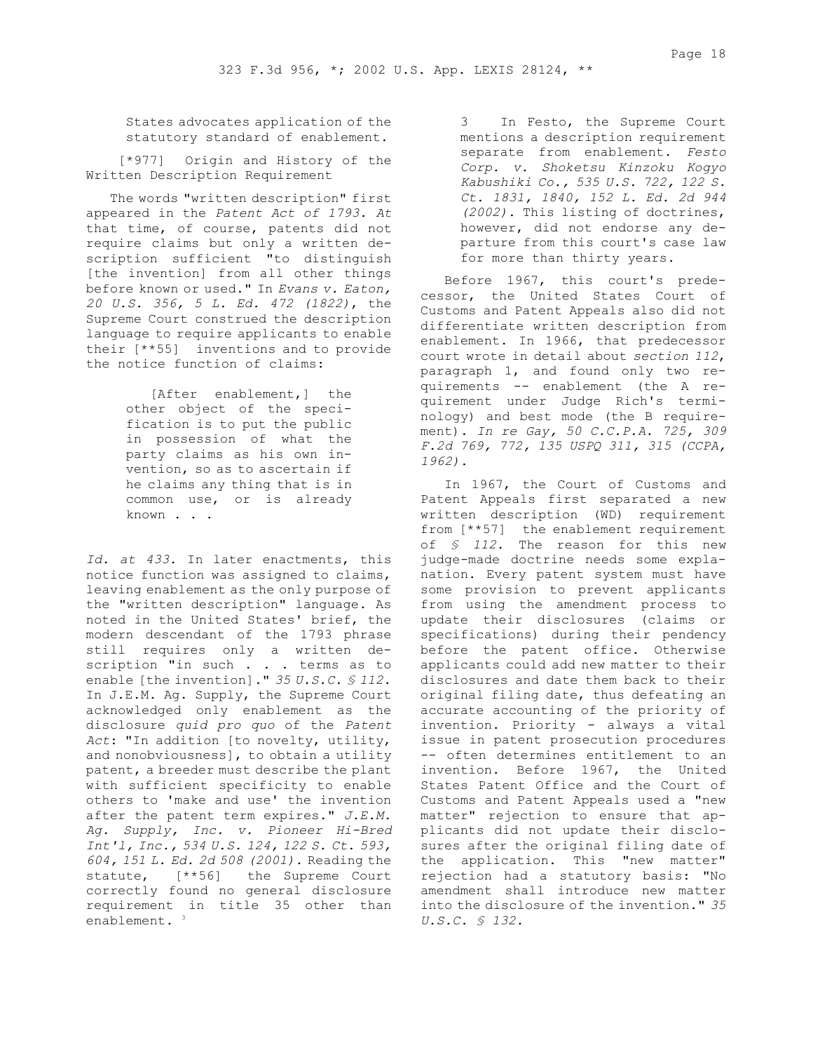States advocates application of the statutory standard of enablement.

[*977] Origin and History of the Written Description Requirement

The words "written description" first appeared in the *Patent Act of 1793. At* that time, of course, patents did not require claims but only a written description sufficient "to distinguish [the invention] from all other things before known or used." In *Evans v. Eaton, 20 U.S. 356, 5 L. Ed. 472 (1822)*, the Supreme Court construed the description language to require applicants to enable their [**55] inventions and to provide the notice function of claims:

> [After enablement,] the other object of the specification is to put the public in possession of what the party claims as his own invention, so as to ascertain if he claims any thing that is in common use, or is already known . . .

*Id. at 433*. In later enactments, this notice function was assigned to claims, leaving enablement as the only purpose of the "written description" language. As noted in the United States' brief, the modern descendant of the 1793 phrase still requires only a written description "in such . . . terms as to enable [the invention]." *35 U.S.C. § 112*. In J.E.M. Ag. Supply, the Supreme Court acknowledged only enablement as the disclosure *quid pro quo* of the *Patent Act*: "In addition [to novelty, utility, and nonobviousness], to obtain a utility patent, a breeder must describe the plant with sufficient specificity to enable others to 'make and use' the invention after the patent term expires." *J.E.M. Ag. Supply, Inc. v. Pioneer Hi-Bred Int'l, Inc., 534 U.S. 124, 122 S. Ct. 593, 604, 151 L. Ed. 2d 508 (2001)*. Reading the statute, [**56] the Supreme Court correctly found no general disclosure requirement in title 35 other than enablement. [3]

3 In Festo, the Supreme Court mentions a description requirement separate from enablement. *Festo Corp. v. Shoketsu Kinzoku Kogyo Kabushiki Co., 535 U.S. 722, 122 S. Ct. 1831, 1840, 152 L. Ed. 2d 944 (2002)*. This listing of doctrines, however, did not endorse any departure from this court's case law for more than thirty years.

Before 1967, this court's predecessor, the United States Court of Customs and Patent Appeals also did not differentiate written description from enablement. In 1966, that predecessor court wrote in detail about *section 112*, paragraph 1, and found only two requirements -- enablement (the A requirement under Judge Rich's terminology) and best mode (the B requirement). *In re Gay, 50 C.C.P.A. 725, 309 F.2d 769, 772, 135 USPQ 311, 315 (CCPA, 1962)*.

In 1967, the Court of Customs and Patent Appeals first separated a new written description (WD) requirement from [**57] the enablement requirement of *§ 112*. The reason for this new judge-made doctrine needs some explanation. Every patent system must have some provision to prevent applicants from using the amendment process to update their disclosures (claims or specifications) during their pendency before the patent office. Otherwise applicants could add new matter to their disclosures and date them back to their original filing date, thus defeating an accurate accounting of the priority of invention. Priority - always a vital issue in patent prosecution procedures -- often determines entitlement to an invention. Before 1967, the United States Patent Office and the Court of Customs and Patent Appeals used a "new matter" rejection to ensure that applicants did not update their disclosures after the original filing date of the application. This "new matter" rejection had a statutory basis: "No amendment shall introduce new matter into the disclosure of the invention." *35 U.S.C. § 132*.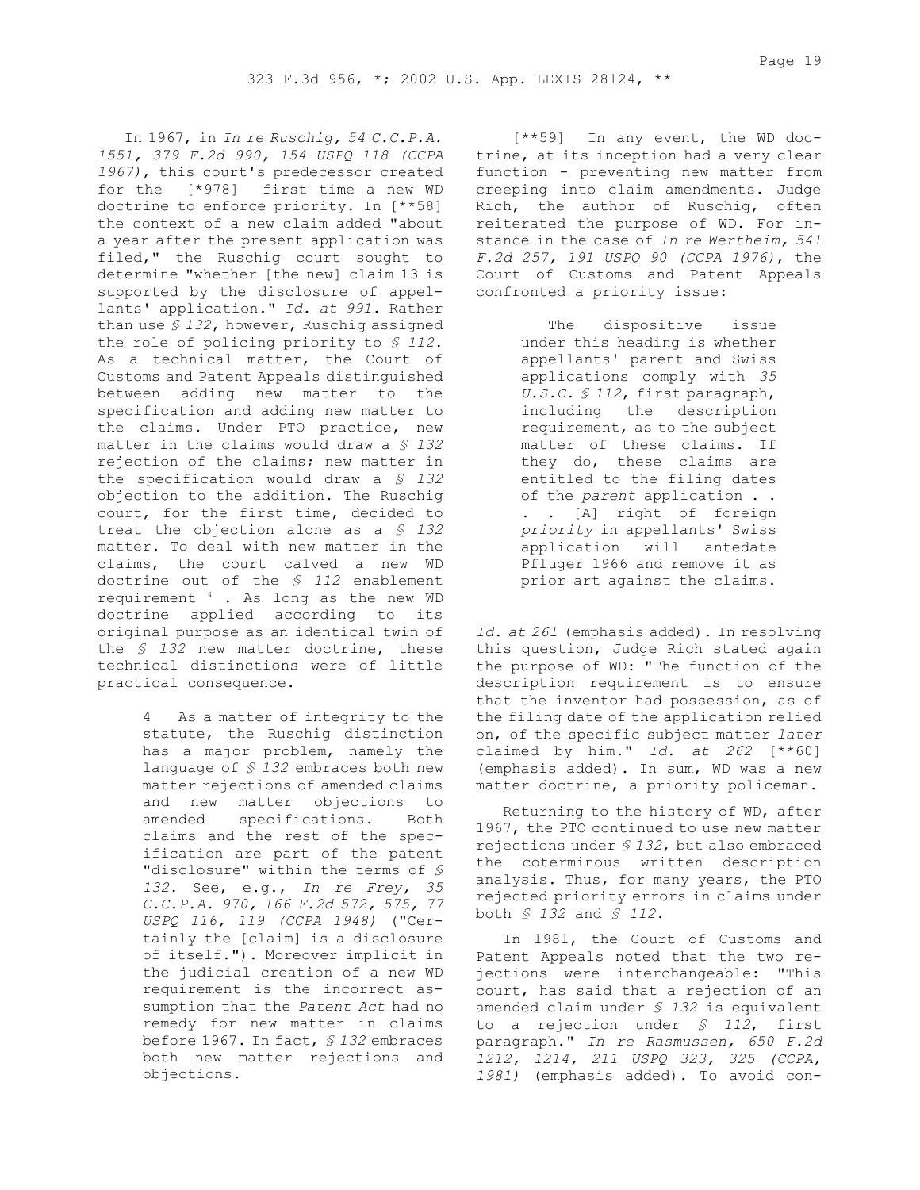In 1967, in *In re Ruschig, 54 C.C.P.A. 1551, 379 F.2d 990, 154 USPQ 118 (CCPA 1967)*, this court's predecessor created for the [*978] first time a new WD doctrine to enforce priority. In [**58] the context of a new claim added "about a year after the present application was filed," the Ruschig court sought to determine "whether [the new] claim 13 is supported by the disclosure of appellants' application." *Id. at 991*. Rather than use *§ 132*, however, Ruschig assigned the role of policing priority to *§ 112*. As a technical matter, the Court of Customs and Patent Appeals distinguished between adding new matter to the specification and adding new matter to the claims. Under PTO practice, new matter in the claims would draw a *§ 132* rejection of the claims; new matter in the specification would draw a *§ 132* objection to the addition. The Ruschig court, for the first time, decided to treat the objection alone as a *§ 132* matter. To deal with new matter in the claims, the court calved a new WD doctrine out of the *§ 112* enablement requirement [4] . As long as the new WD doctrine applied according to its original purpose as an identical twin of the *§ 132* new matter doctrine, these technical distinctions were of little practical consequence.

> 4 As a matter of integrity to the statute, the Ruschig distinction has a major problem, namely the language of *§ 132* embraces both new matter rejections of amended claims and new matter objections to amended specifications. Both claims and the rest of the specification are part of the patent "disclosure" within the terms of *§ 132*. See, e.g., *In re Frey, 35 C.C.P.A. 970, 166 F.2d 572, 575, 77 USPQ 116, 119 (CCPA 1948)* ("Certainly the [claim] is a disclosure of itself."). Moreover implicit in the judicial creation of a new WD requirement is the incorrect assumption that the *Patent Act* had no remedy for new matter in claims before 1967. In fact, *§ 132* embraces both new matter rejections and objections.

[**59] In any event, the WD doctrine, at its inception had a very clear function - preventing new matter from creeping into claim amendments. Judge Rich, the author of Ruschig, often reiterated the purpose of WD. For instance in the case of *In re Wertheim, 541 F.2d 257, 191 USPQ 90 (CCPA 1976)*, the Court of Customs and Patent Appeals confronted a priority issue:

> The dispositive issue under this heading is whether appellants' parent and Swiss applications comply with *35 U.S.C. § 112*, first paragraph, including the description requirement, as to the subject matter of these claims. If they do, these claims are entitled to the filing dates of the *parent* application . . . . [A] right of foreign *priority* in appellants' Swiss application will antedate Pfluger 1966 and remove it as prior art against the claims.

*Id. at 261* (emphasis added). In resolving this question, Judge Rich stated again the purpose of WD: "The function of the description requirement is to ensure that the inventor had possession, as of the filing date of the application relied on, of the specific subject matter *later* claimed by him." *Id. at 262* [**60] (emphasis added). In sum, WD was a new matter doctrine, a priority policeman.

Returning to the history of WD, after 1967, the PTO continued to use new matter rejections under *§ 132*, but also embraced the coterminous written description analysis. Thus, for many years, the PTO rejected priority errors in claims under both *§ 132* and *§ 112*.

In 1981, the Court of Customs and Patent Appeals noted that the two rejections were interchangeable: "This court, has said that a rejection of an amended claim under *§ 132* is equivalent to a rejection under *§ 112*, first paragraph." *In re Rasmussen, 650 F.2d 1212, 1214, 211 USPQ 323, 325 (CCPA, 1981)* (emphasis added). To avoid con-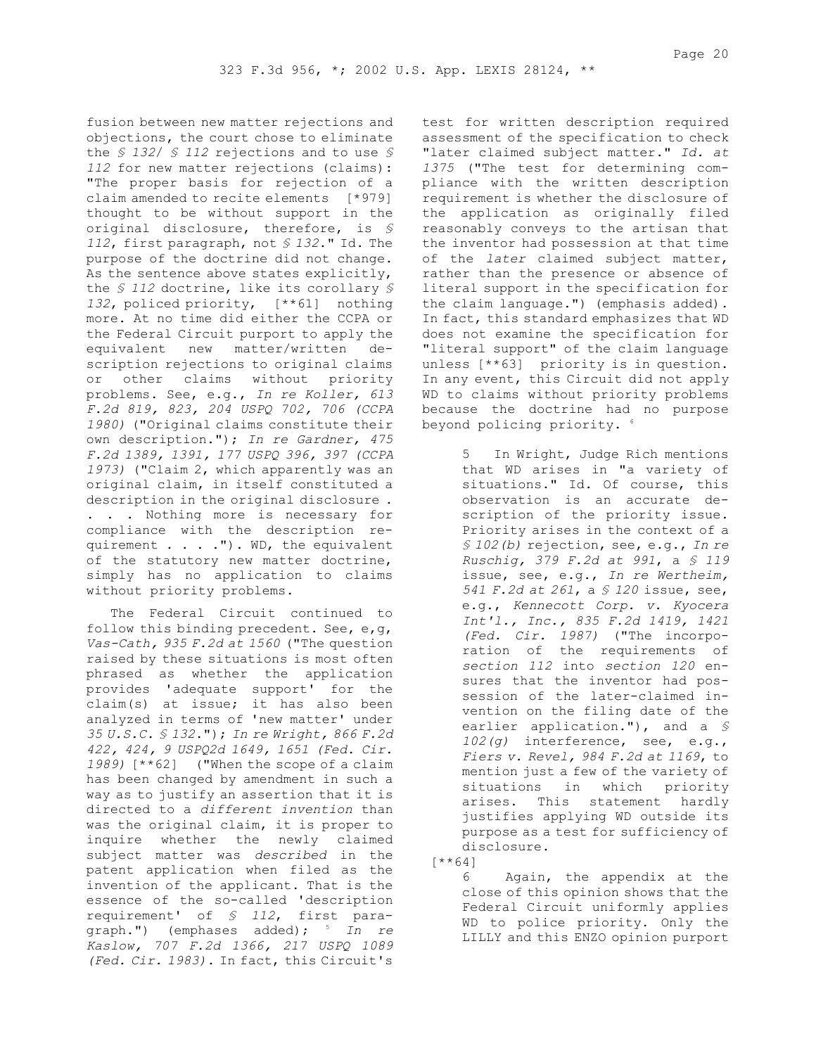fusion between new matter rejections and objections, the court chose to eliminate the *§ 132/ § 112* rejections and to use *§ 112* for new matter rejections (claims): "The proper basis for rejection of a claim amended to recite elements [*979] thought to be without support in the original disclosure, therefore, is *§ 112*, first paragraph, not *§ 132*." Id. The purpose of the doctrine did not change. As the sentence above states explicitly, the *§ 112* doctrine, like its corollary *§ 132*, policed priority, [**61] nothing more. At no time did either the CCPA or the Federal Circuit purport to apply the equivalent new matter/written description rejections to original claims or other claims without priority problems. See, e.g., *In re Koller, 613 F.2d 819, 823, 204 USPQ 702, 706 (CCPA 1980)* ("Original claims constitute their own description."); *In re Gardner, 475 F.2d 1389, 1391, 177 USPQ 396, 397 (CCPA 1973)* ("Claim 2, which apparently was an original claim, in itself constituted a description in the original disclosure . . . . Nothing more is necessary for compliance with the description requirement . . . ."). WD, the equivalent of the statutory new matter doctrine, simply has no application to claims without priority problems.

The Federal Circuit continued to follow this binding precedent. See, e,g, *Vas-Cath, 935 F.2d at 1560* ("The question raised by these situations is most often phrased as whether the application provides 'adequate support' for the claim(s) at issue; it has also been analyzed in terms of 'new matter' under *35 U.S.C. § 132*."); *In re Wright, 866 F.2d 422, 424, 9 USPQ2d 1649, 1651 (Fed. Cir. 1989)* [**62] ("When the scope of a claim has been changed by amendment in such a way as to justify an assertion that it is directed to a *different invention* than was the original claim, it is proper to inquire whether the newly claimed subject matter was *described* in the patent application when filed as the invention of the applicant. That is the essence of the so-called 'description requirement' of *§ 112*, first paragraph.") (emphases added); [5] *In re Kaslow, 707 F.2d 1366, 217 USPQ 1089 (Fed. Cir. 1983)*. In fact, this Circuit's test for written description required assessment of the specification to check "later claimed subject matter." *Id. at 1375* ("The test for determining compliance with the written description requirement is whether the disclosure of the application as originally filed reasonably conveys to the artisan that the inventor had possession at that time of the *later* claimed subject matter, rather than the presence or absence of literal support in the specification for the claim language.") (emphasis added). In fact, this standard emphasizes that WD does not examine the specification for "literal support" of the claim language unless [**63] priority is in question. In any event, this Circuit did not apply WD to claims without priority problems because the doctrine had no purpose beyond policing priority. [6]

5 In Wright, Judge Rich mentions that WD arises in "a variety of situations." Id. Of course, this observation is an accurate description of the priority issue. Priority arises in the context of a *§ 102(b)* rejection, see, e.g., *In re Ruschig, 379 F.2d at 991*, a *§ 119* issue, see, e.g., *In re Wertheim, 541 F.2d at 261*, a *§ 120* issue, see, e.g., *Kennecott Corp. v. Kyocera Int'l., Inc., 835 F.2d 1419, 1421 (Fed. Cir. 1987)* ("The incorporation of the requirements of *section 112* into *section 120* ensures that the inventor had possession of the later-claimed invention on the filing date of the earlier application."), and a *§ 102(g)* interference, see, e.g., *Fiers v. Revel, 984 F.2d at 1169*, to mention just a few of the variety of situations in which priority arises. This statement hardly justifies applying WD outside its purpose as a test for sufficiency of disclosure.

[**64]

6 Again, the appendix at the close of this opinion shows that the Federal Circuit uniformly applies WD to police priority. Only the LILLY and this ENZO opinion purport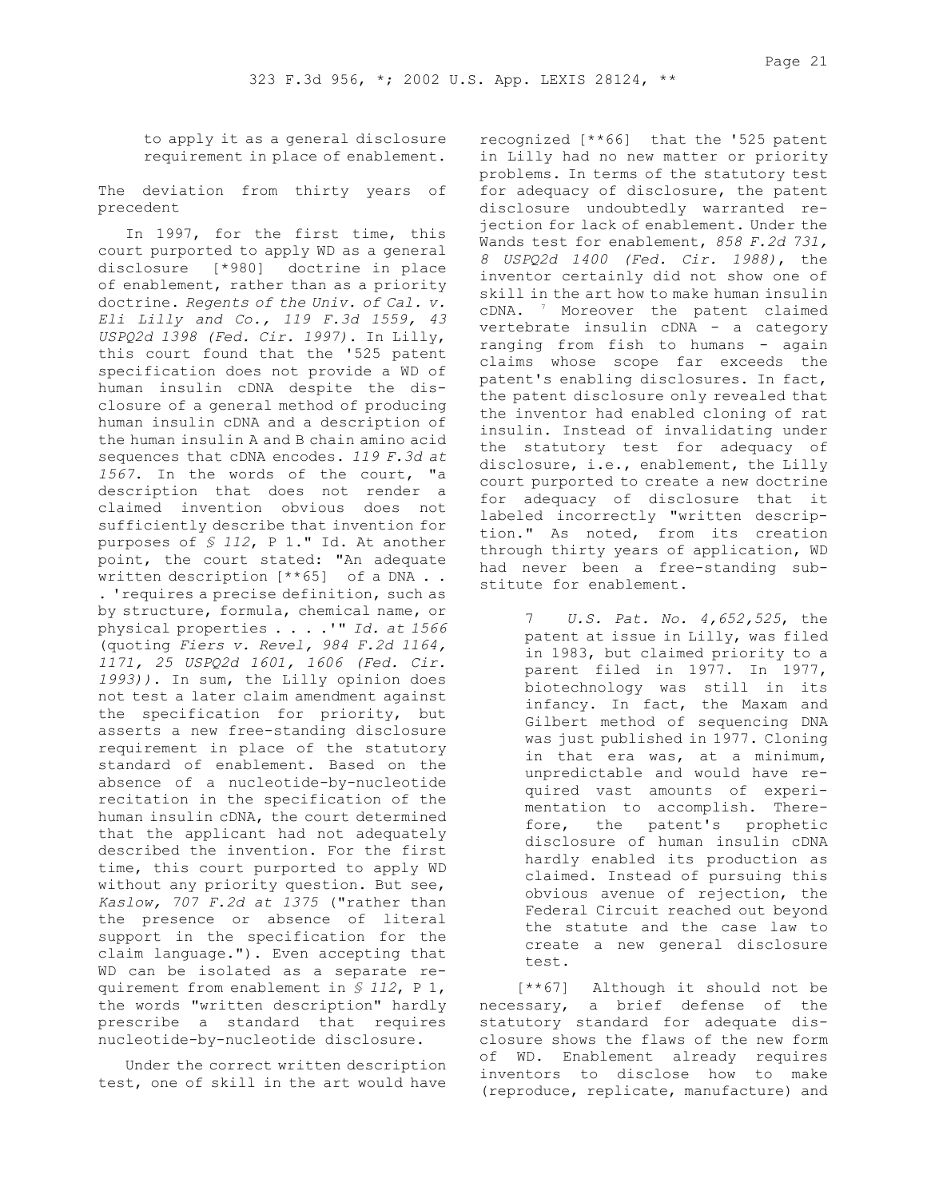to apply it as a general disclosure requirement in place of enablement.

The deviation from thirty years of precedent

In 1997, for the first time, this court purported to apply WD as a general disclosure [*980] doctrine in place of enablement, rather than as a priority doctrine. *Regents of the Univ. of Cal. v. Eli Lilly and Co., 119 F.3d 1559, 43 USPQ2d 1398 (Fed. Cir. 1997)*. In Lilly, this court found that the '525 patent specification does not provide a WD of human insulin cDNA despite the disclosure of a general method of producing human insulin cDNA and a description of the human insulin A and B chain amino acid sequences that cDNA encodes. *119 F.3d at 1567*. In the words of the court, "a description that does not render a claimed invention obvious does not sufficiently describe that invention for purposes of *§ 112*, P 1." Id. At another point, the court stated: "An adequate written description [**65] of a DNA . . . 'requires a precise definition, such as by structure, formula, chemical name, or physical properties . . . .'" *Id. at 1566* (quoting *Fiers v. Revel, 984 F.2d 1164, 1171, 25 USPQ2d 1601, 1606 (Fed. Cir. 1993)*). In sum, the Lilly opinion does not test a later claim amendment against the specification for priority, but asserts a new free-standing disclosure requirement in place of the statutory standard of enablement. Based on the absence of a nucleotide-by-nucleotide recitation in the specification of the human insulin cDNA, the court determined that the applicant had not adequately described the invention. For the first time, this court purported to apply WD without any priority question. But see, *Kaslow, 707 F.2d at 1375* ("rather than the presence or absence of literal support in the specification for the claim language."). Even accepting that WD can be isolated as a separate requirement from enablement in *§ 112*, P 1, the words "written description" hardly prescribe a standard that requires nucleotide-by-nucleotide disclosure.

Under the correct written description test, one of skill in the art would have recognized [**66] that the '525 patent in Lilly had no new matter or priority problems. In terms of the statutory test for adequacy of disclosure, the patent disclosure undoubtedly warranted rejection for lack of enablement. Under the Wands test for enablement, *858 F.2d 731, 8 USPQ2d 1400 (Fed. Cir. 1988)*, the inventor certainly did not show one of skill in the art how to make human insulin cDNA. [7] Moreover the patent claimed vertebrate insulin cDNA - a category ranging from fish to humans - again claims whose scope far exceeds the patent's enabling disclosures. In fact, the patent disclosure only revealed that the inventor had enabled cloning of rat insulin. Instead of invalidating under the statutory test for adequacy of disclosure, i.e., enablement, the Lilly court purported to create a new doctrine for adequacy of disclosure that it labeled incorrectly "written description." As noted, from its creation through thirty years of application, WD had never been a free-standing substitute for enablement.

> 7 *U.S. Pat. No. 4,652,525*, the patent at issue in Lilly, was filed in 1983, but claimed priority to a parent filed in 1977. In 1977, biotechnology was still in its infancy. In fact, the Maxam and Gilbert method of sequencing DNA was just published in 1977. Cloning in that era was, at a minimum, unpredictable and would have required vast amounts of experimentation to accomplish. Therefore, the patent's prophetic disclosure of human insulin cDNA hardly enabled its production as claimed. Instead of pursuing this obvious avenue of rejection, the Federal Circuit reached out beyond the statute and the case law to create a new general disclosure test.

[**67] Although it should not be necessary, a brief defense of the statutory standard for adequate disclosure shows the flaws of the new form of WD. Enablement already requires inventors to disclose how to make (reproduce, replicate, manufacture) and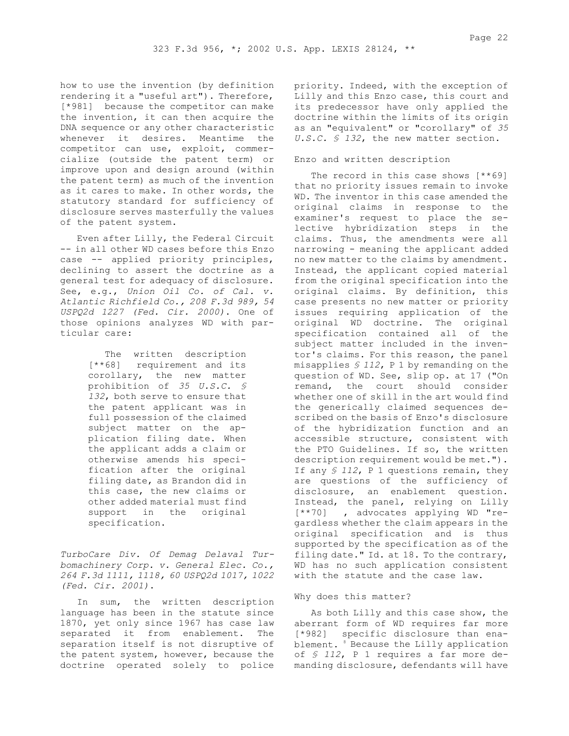how to use the invention (by definition rendering it a "useful art"). Therefore, [*981] because the competitor can make the invention, it can then acquire the DNA sequence or any other characteristic whenever it desires. Meantime the competitor can use, exploit, commercialize (outside the patent term) or improve upon and design around (within the patent term) as much of the invention as it cares to make. In other words, the statutory standard for sufficiency of disclosure serves masterfully the values of the patent system.

Even after Lilly, the Federal Circuit -- in all other WD cases before this Enzo case -- applied priority principles, declining to assert the doctrine as a general test for adequacy of disclosure. See, e.g., *Union Oil Co. of Cal. v. Atlantic Richfield Co., 208 F.3d 989, 54 USPQ2d 1227 (Fed. Cir. 2000)*. One of those opinions analyzes WD with particular care:

> The written description [**68] requirement and its corollary, the new matter prohibition of *35 U.S.C. § 132*, both serve to ensure that the patent applicant was in full possession of the claimed subject matter on the application filing date. When the applicant adds a claim or otherwise amends his specification after the original filing date, as Brandon did in this case, the new claims or other added material must find support in the original specification.

*TurboCare Div. Of Demag Delaval Turbomachinery Corp. v. General Elec. Co., 264 F.3d 1111, 1118, 60 USPQ2d 1017, 1022 (Fed. Cir. 2001)*.

In sum, the written description language has been in the statute since 1870, yet only since 1967 has case law separated it from enablement. The separation itself is not disruptive of the patent system, however, because the doctrine operated solely to police priority. Indeed, with the exception of Lilly and this Enzo case, this court and its predecessor have only applied the doctrine within the limits of its origin as an "equivalent" or "corollary" of *35 U.S.C. § 132*, the new matter section.

Enzo and written description

The record in this case shows [**69] that no priority issues remain to invoke WD. The inventor in this case amended the original claims in response to the examiner's request to place the selective hybridization steps in the claims. Thus, the amendments were all narrowing - meaning the applicant added no new matter to the claims by amendment. Instead, the applicant copied material from the original specification into the original claims. By definition, this case presents no new matter or priority issues requiring application of the original WD doctrine. The original specification contained all of the subject matter included in the inventor's claims. For this reason, the panel misapplies *§ 112*, P 1 by remanding on the question of WD. See, slip op. at 17 ("On remand, the court should consider whether one of skill in the art would find the generically claimed sequences described on the basis of Enzo's disclosure of the hybridization function and an accessible structure, consistent with the PTO Guidelines. If so, the written description requirement would be met."). If any *§ 112*, P 1 questions remain, they are questions of the sufficiency of disclosure, an enablement question. Instead, the panel, relying on Lilly [**70] , advocates applying WD "regardless whether the claim appears in the original specification and is thus supported by the specification as of the filing date." Id. at 18. To the contrary, WD has no such application consistent with the statute and the case law.

Why does this matter?

As both Lilly and this case show, the aberrant form of WD requires far more [*982] specific disclosure than enablement. [8] Because the Lilly application of *§ 112*, P 1 requires a far more demanding disclosure, defendants will have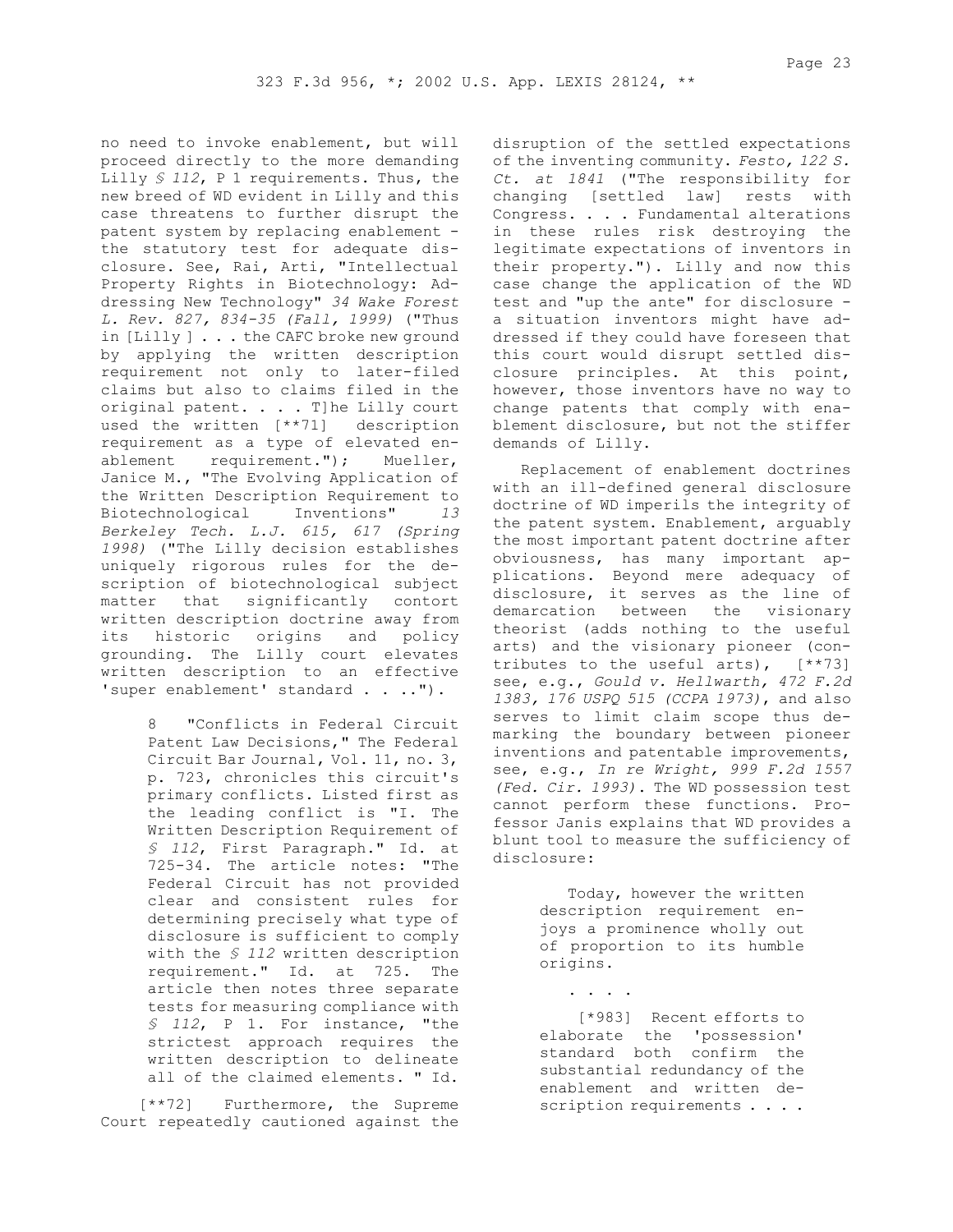no need to invoke enablement, but will proceed directly to the more demanding Lilly *§ 112*, P 1 requirements. Thus, the new breed of WD evident in Lilly and this case threatens to further disrupt the patent system by replacing enablement - the statutory test for adequate disclosure. See, Rai, Arti, "Intellectual Property Rights in Biotechnology: Addressing New Technology" *34 Wake Forest L. Rev. 827, 834-35 (Fall, 1999)* ("Thus in [Lilly ] . . . the CAFC broke new ground by applying the written description requirement not only to later-filed claims but also to claims filed in the original patent. . . . T]he Lilly court used the written [**71] description requirement as a type of elevated enablement requirement."); Mueller, Janice M., "The Evolving Application of the Written Description Requirement to Biotechnological Inventions" *13 Berkeley Tech. L.J. 615, 617 (Spring 1998)* ("The Lilly decision establishes uniquely rigorous rules for the description of biotechnological subject matter that significantly contort written description doctrine away from its historic origins and policy grounding. The Lilly court elevates written description to an effective 'super enablement' standard . . ..").

> 8 "Conflicts in Federal Circuit Patent Law Decisions," The Federal Circuit Bar Journal, Vol. 11, no. 3, p. 723, chronicles this circuit's primary conflicts. Listed first as the leading conflict is "I. The Written Description Requirement of *§ 112*, First Paragraph." Id. at 725-34. The article notes: "The Federal Circuit has not provided clear and consistent rules for determining precisely what type of disclosure is sufficient to comply with the *§ 112* written description requirement." Id. at 725. The article then notes three separate tests for measuring compliance with *§ 112*, P 1. For instance, "the strictest approach requires the written description to delineate all of the claimed elements. " Id.

[**72] Furthermore, the Supreme Court repeatedly cautioned against the disruption of the settled expectations of the inventing community. *Festo, 122 S. Ct. at 1841* ("The responsibility for changing [settled law] rests with Congress. . . . Fundamental alterations in these rules risk destroying the legitimate expectations of inventors in their property."). Lilly and now this case change the application of the WD test and "up the ante" for disclosure - a situation inventors might have addressed if they could have foreseen that this court would disrupt settled disclosure principles. At this point, however, those inventors have no way to change patents that comply with enablement disclosure, but not the stiffer demands of Lilly.

Replacement of enablement doctrines with an ill-defined general disclosure doctrine of WD imperils the integrity of the patent system. Enablement, arguably the most important patent doctrine after obviousness, has many important applications. Beyond mere adequacy of disclosure, it serves as the line of demarcation between the visionary theorist (adds nothing to the useful arts) and the visionary pioneer (contributes to the useful arts), [**73] see, e.g., *Gould v. Hellwarth, 472 F.2d 1383, 176 USPQ 515 (CCPA 1973)*, and also serves to limit claim scope thus demarking the boundary between pioneer inventions and patentable improvements, see, e.g., *In re Wright, 999 F.2d 1557 (Fed. Cir. 1993)*. The WD possession test cannot perform these functions. Professor Janis explains that WD provides a blunt tool to measure the sufficiency of disclosure:

> Today, however the written description requirement enjoys a prominence wholly out of proportion to its humble origins.
>
> . . . .
>
> [*983] Recent efforts to elaborate the 'possession' standard both confirm the substantial redundancy of the enablement and written description requirements . . . .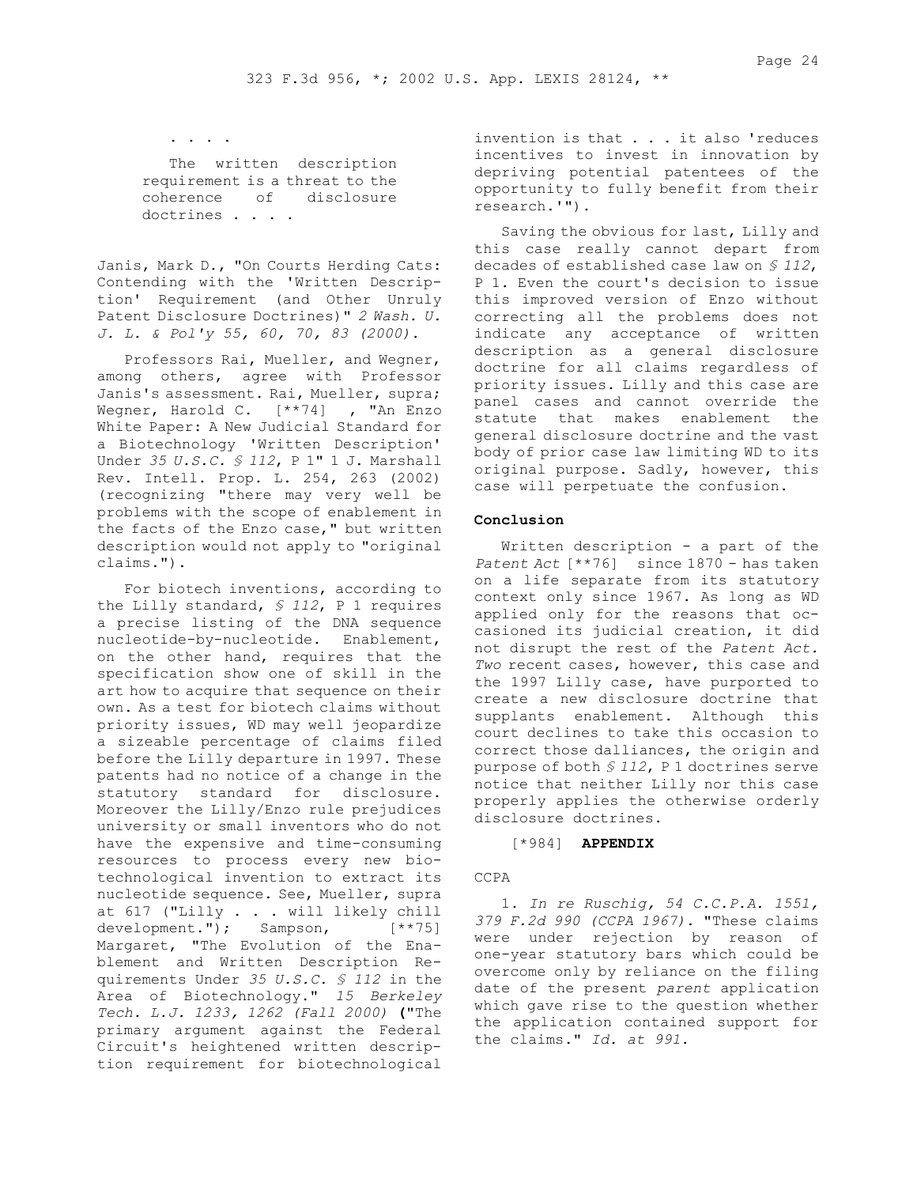. . . .

> The written description requirement is a threat to the coherence of disclosure doctrines . . . .

Janis, Mark D., "On Courts Herding Cats: Contending with the 'Written Description' Requirement (and Other Unruly Patent Disclosure Doctrines)" *2 Wash. U. J. L. & Pol'y 55, 60, 70, 83 (2000)*.

Professors Rai, Mueller, and Wegner, among others, agree with Professor Janis's assessment. Rai, Mueller, supra; Wegner, Harold C. [**74] , "An Enzo White Paper: A New Judicial Standard for a Biotechnology 'Written Description' Under *35 U.S.C. § 112*, P 1" 1 J. Marshall Rev. Intell. Prop. L. 254, 263 (2002) (recognizing "there may very well be problems with the scope of enablement in the facts of the Enzo case," but written description would not apply to "original claims.").

For biotech inventions, according to the Lilly standard, *§ 112*, P 1 requires a precise listing of the DNA sequence nucleotide-by-nucleotide. Enablement, on the other hand, requires that the specification show one of skill in the art how to acquire that sequence on their own. As a test for biotech claims without priority issues, WD may well jeopardize a sizeable percentage of claims filed before the Lilly departure in 1997. These patents had no notice of a change in the statutory standard for disclosure. Moreover the Lilly/Enzo rule prejudices university or small inventors who do not have the expensive and time-consuming resources to process every new biotechnological invention to extract its nucleotide sequence. See, Mueller, supra at 617 ("Lilly . . . will likely chill development."); Sampson, [**75] Margaret, "The Evolution of the Enablement and Written Description Requirements Under *35 U.S.C. § 112* in the Area of Biotechnology." *15 Berkeley Tech. L.J. 1233, 1262 (Fall 2000)* ("The primary argument against the Federal Circuit's heightened written description requirement for biotechnological invention is that . . . it also 'reduces incentives to invest in innovation by depriving potential patentees of the opportunity to fully benefit from their research.'").

Saving the obvious for last, Lilly and this case really cannot depart from decades of established case law on *§ 112*, P 1. Even the court's decision to issue this improved version of Enzo without correcting all the problems does not indicate any acceptance of written description as a general disclosure doctrine for all claims regardless of priority issues. Lilly and this case are panel cases and cannot override the statute that makes enablement the general disclosure doctrine and the vast body of prior case law limiting WD to its original purpose. Sadly, however, this case will perpetuate the confusion.

**Conclusion**

Written description - a part of the *Patent Act* [**76] since 1870 - has taken on a life separate from its statutory context only since 1967. As long as WD applied only for the reasons that occasioned its judicial creation, it did not disrupt the rest of the *Patent Act. Two* recent cases, however, this case and the 1997 Lilly case, have purported to create a new disclosure doctrine that supplants enablement. Although this court declines to take this occasion to correct those dalliances, the origin and purpose of both *§ 112*, P 1 doctrines serve notice that neither Lilly nor this case properly applies the otherwise orderly disclosure doctrines.

[*984] **APPENDIX**

CCPA

1. *In re Ruschig, 54 C.C.P.A. 1551, 379 F.2d 990 (CCPA 1967)*. "These claims were under rejection by reason of one-year statutory bars which could be overcome only by reliance on the filing date of the present *parent* application which gave rise to the question whether the application contained support for the claims." *Id. at 991*.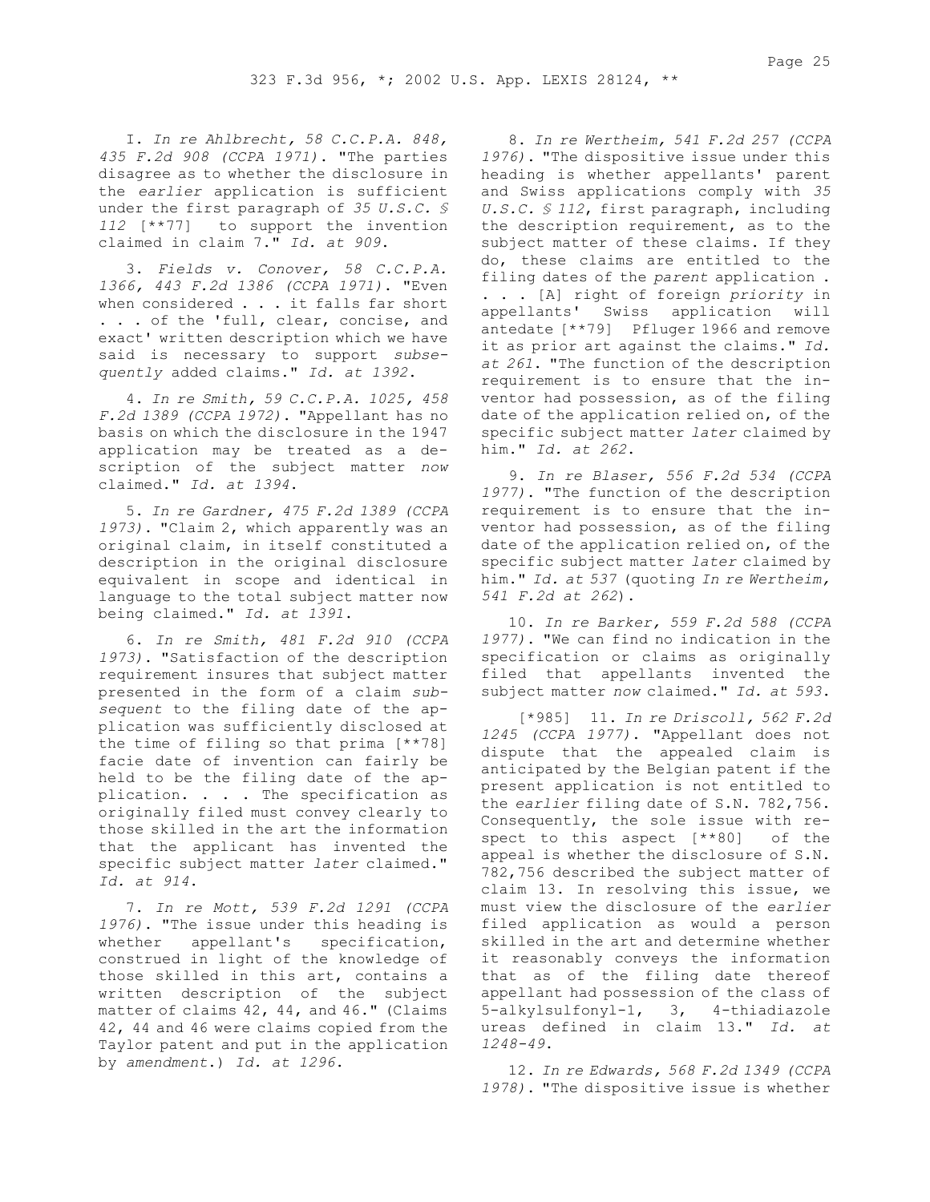I. *In re Ahlbrecht, 58 C.C.P.A. 848, 435 F.2d 908 (CCPA 1971)*. "The parties disagree as to whether the disclosure in the *earlier* application is sufficient under the first paragraph of *35 U.S.C. § 112* [**77] to support the invention claimed in claim 7." *Id. at 909*.

3. *Fields v. Conover, 58 C.C.P.A. 1366, 443 F.2d 1386 (CCPA 1971)*. "Even when considered . . . it falls far short . . . of the 'full, clear, concise, and exact' written description which we have said is necessary to support *subsequently* added claims." *Id. at 1392*.

4. *In re Smith, 59 C.C.P.A. 1025, 458 F.2d 1389 (CCPA 1972)*. "Appellant has no basis on which the disclosure in the 1947 application may be treated as a description of the subject matter *now* claimed." *Id. at 1394*.

5. *In re Gardner, 475 F.2d 1389 (CCPA 1973)*. "Claim 2, which apparently was an original claim, in itself constituted a description in the original disclosure equivalent in scope and identical in language to the total subject matter now being claimed." *Id. at 1391*.

6. *In re Smith, 481 F.2d 910 (CCPA 1973)*. "Satisfaction of the description requirement insures that subject matter presented in the form of a claim *subsequent* to the filing date of the application was sufficiently disclosed at the time of filing so that prima [**78] facie date of invention can fairly be held to be the filing date of the application. . . . The specification as originally filed must convey clearly to those skilled in the art the information that the applicant has invented the specific subject matter *later* claimed." *Id. at 914*.

7. *In re Mott, 539 F.2d 1291 (CCPA 1976)*. "The issue under this heading is whether appellant's specification, construed in light of the knowledge of those skilled in this art, contains a written description of the subject matter of claims 42, 44, and 46." (Claims 42, 44 and 46 were claims copied from the Taylor patent and put in the application by *amendment*.) *Id. at 1296*.

8. *In re Wertheim, 541 F.2d 257 (CCPA 1976)*. "The dispositive issue under this heading is whether appellants' parent and Swiss applications comply with *35 U.S.C. § 112*, first paragraph, including the description requirement, as to the subject matter of these claims. If they do, these claims are entitled to the filing dates of the *parent* application . . . . [A] right of foreign *priority* in appellants' Swiss application will antedate [**79] Pfluger 1966 and remove it as prior art against the claims." *Id. at 261*. "The function of the description requirement is to ensure that the inventor had possession, as of the filing date of the application relied on, of the specific subject matter *later* claimed by him." *Id. at 262*.

9. *In re Blaser, 556 F.2d 534 (CCPA 1977)*. "The function of the description requirement is to ensure that the inventor had possession, as of the filing date of the application relied on, of the specific subject matter *later* claimed by him." *Id. at 537* (quoting *In re Wertheim, 541 F.2d at 262*).

10. *In re Barker, 559 F.2d 588 (CCPA 1977)*. "We can find no indication in the specification or claims as originally filed that appellants invented the subject matter *now* claimed." *Id. at 593*.

[*985] 11. *In re Driscoll, 562 F.2d 1245 (CCPA 1977)*. "Appellant does not dispute that the appealed claim is anticipated by the Belgian patent if the present application is not entitled to the *earlier* filing date of S.N. 782,756. Consequently, the sole issue with respect to this aspect [**80] of the appeal is whether the disclosure of S.N. 782,756 described the subject matter of claim 13. In resolving this issue, we must view the disclosure of the *earlier* filed application as would a person skilled in the art and determine whether it reasonably conveys the information that as of the filing date thereof appellant had possession of the class of 5-alkylsulfonyl-1, 3, 4-thiadiazole ureas defined in claim 13." *Id. at 1248-49*.

12. *In re Edwards, 568 F.2d 1349 (CCPA 1978)*. "The dispositive issue is whether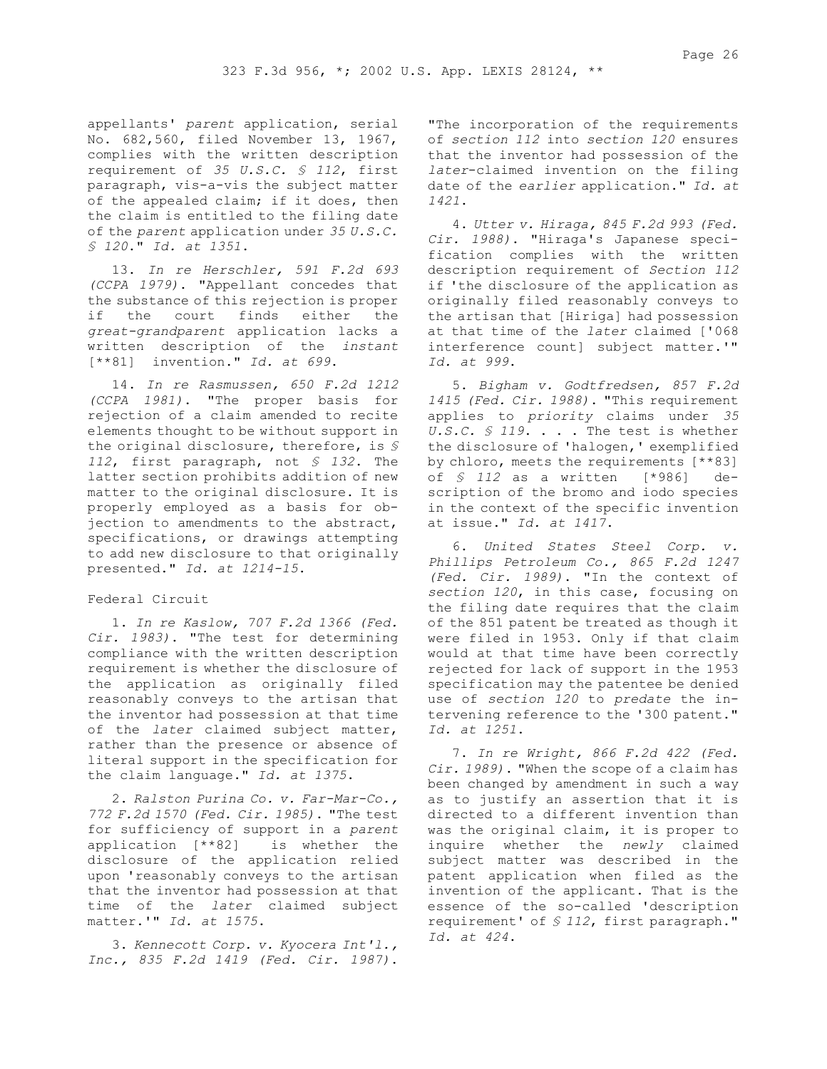appellants' *parent* application, serial No. 682,560, filed November 13, 1967, complies with the written description requirement of *35 U.S.C. § 112*, first paragraph, vis-a-vis the subject matter of the appealed claim; if it does, then the claim is entitled to the filing date of the *parent* application under *35 U.S.C. § 120*." *Id. at 1351*.

13. *In re Herschler, 591 F.2d 693 (CCPA 1979)*. "Appellant concedes that the substance of this rejection is proper if the court finds either the *great-grandparent* application lacks a written description of the *instant* [**81] invention." *Id. at 699*.

14. *In re Rasmussen, 650 F.2d 1212 (CCPA 1981)*. "The proper basis for rejection of a claim amended to recite elements thought to be without support in the original disclosure, therefore, is *§ 112*, first paragraph, not *§ 132*. The latter section prohibits addition of new matter to the original disclosure. It is properly employed as a basis for objection to amendments to the abstract, specifications, or drawings attempting to add new disclosure to that originally presented." *Id. at 1214-15*.

Federal Circuit

1. *In re Kaslow, 707 F.2d 1366 (Fed. Cir. 1983)*. "The test for determining compliance with the written description requirement is whether the disclosure of the application as originally filed reasonably conveys to the artisan that the inventor had possession at that time of the *later* claimed subject matter, rather than the presence or absence of literal support in the specification for the claim language." *Id. at 1375*.

2. *Ralston Purina Co. v. Far-Mar-Co., 772 F.2d 1570 (Fed. Cir. 1985)*. "The test for sufficiency of support in a *parent* application [**82] is whether the disclosure of the application relied upon 'reasonably conveys to the artisan that the inventor had possession at that time of the *later* claimed subject matter.'" *Id. at 1575*.

3. *Kennecott Corp. v. Kyocera Int'l., Inc., 835 F.2d 1419 (Fed. Cir. 1987)*. "The incorporation of the requirements of *section 112* into *section 120* ensures that the inventor had possession of the *later*-claimed invention on the filing date of the *earlier* application." *Id. at 1421*.

4. *Utter v. Hiraga, 845 F.2d 993 (Fed. Cir. 1988)*. "Hiraga's Japanese specification complies with the written description requirement of *Section 112* if 'the disclosure of the application as originally filed reasonably conveys to the artisan that [Hiriga] had possession at that time of the *later* claimed ['068 interference count] subject matter.'" *Id. at 999*.

5. *Bigham v. Godtfredsen, 857 F.2d 1415 (Fed. Cir. 1988)*. "This requirement applies to *priority* claims under *35 U.S.C. § 119*. . . . The test is whether the disclosure of 'halogen,' exemplified by chloro, meets the requirements [**83] of *§ 112* as a written [*986] description of the bromo and iodo species in the context of the specific invention at issue." *Id. at 1417*.

6. *United States Steel Corp. v. Phillips Petroleum Co., 865 F.2d 1247 (Fed. Cir. 1989)*. "In the context of *section 120*, in this case, focusing on the filing date requires that the claim of the 851 patent be treated as though it were filed in 1953. Only if that claim would at that time have been correctly rejected for lack of support in the 1953 specification may the patentee be denied use of *section 120* to *predate* the intervening reference to the '300 patent." *Id. at 1251*.

7. *In re Wright, 866 F.2d 422 (Fed. Cir. 1989)*. "When the scope of a claim has been changed by amendment in such a way as to justify an assertion that it is directed to a different invention than was the original claim, it is proper to inquire whether the *newly* claimed subject matter was described in the patent application when filed as the invention of the applicant. That is the essence of the so-called 'description requirement' of *§ 112*, first paragraph." *Id. at 424*.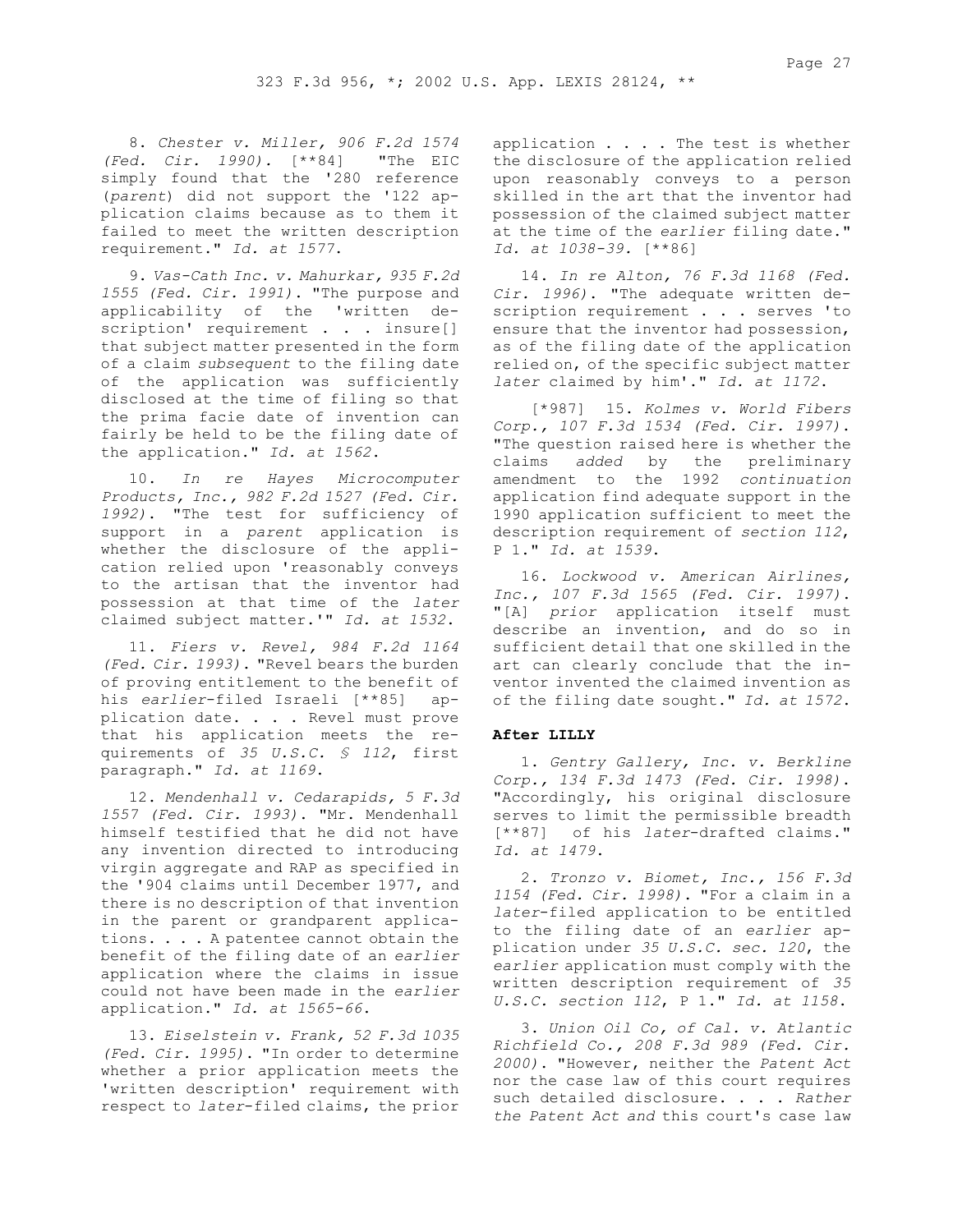8. *Chester v. Miller, 906 F.2d 1574 (Fed. Cir. 1990).* [**84] "The EIC simply found that the '280 reference (*parent*) did not support the '122 application claims because as to them it failed to meet the written description requirement." *Id. at 1577.*

9. *Vas-Cath Inc. v. Mahurkar, 935 F.2d 1555 (Fed. Cir. 1991).* "The purpose and applicability of the 'written description' requirement . . . insure[] that subject matter presented in the form of a claim *subsequent* to the filing date of the application was sufficiently disclosed at the time of filing so that the prima facie date of invention can fairly be held to be the filing date of the application." *Id. at 1562.*

10. *In re Hayes Microcomputer Products, Inc., 982 F.2d 1527 (Fed. Cir. 1992).* "The test for sufficiency of support in a *parent* application is whether the disclosure of the application relied upon 'reasonably conveys to the artisan that the inventor had possession at that time of the *later* claimed subject matter.'" *Id. at 1532.*

11. *Fiers v. Revel, 984 F.2d 1164 (Fed. Cir. 1993).* "Revel bears the burden of proving entitlement to the benefit of his *earlier*-filed Israeli [**85] application date. . . . Revel must prove that his application meets the requirements of *35 U.S.C. § 112*, first paragraph." *Id. at 1169.*

12. *Mendenhall v. Cedarapids, 5 F.3d 1557 (Fed. Cir. 1993).* "Mr. Mendenhall himself testified that he did not have any invention directed to introducing virgin aggregate and RAP as specified in the '904 claims until December 1977, and there is no description of that invention in the parent or grandparent applications. . . . A patentee cannot obtain the benefit of the filing date of an *earlier* application where the claims in issue could not have been made in the *earlier* application." *Id. at 1565-66.*

13. *Eiselstein v. Frank, 52 F.3d 1035 (Fed. Cir. 1995).* "In order to determine whether a prior application meets the 'written description' requirement with respect to *later*-filed claims, the prior application . . . . The test is whether the disclosure of the application relied upon reasonably conveys to a person skilled in the art that the inventor had possession of the claimed subject matter at the time of the *earlier* filing date." *Id. at 1038-39.* [**86]

14. *In re Alton, 76 F.3d 1168 (Fed. Cir. 1996).* "The adequate written description requirement . . . serves 'to ensure that the inventor had possession, as of the filing date of the application relied on, of the specific subject matter *later* claimed by him'." *Id. at 1172.*

[*987] 15. *Kolmes v. World Fibers Corp., 107 F.3d 1534 (Fed. Cir. 1997).* "The question raised here is whether the claims *added* by the preliminary amendment to the 1992 *continuation* application find adequate support in the 1990 application sufficient to meet the description requirement of *section 112*, P 1." *Id. at 1539.*

16. *Lockwood v. American Airlines, Inc., 107 F.3d 1565 (Fed. Cir. 1997).* "[A] *prior* application itself must describe an invention, and do so in sufficient detail that one skilled in the art can clearly conclude that the inventor invented the claimed invention as of the filing date sought." *Id. at 1572.*

**After LILLY**

1. *Gentry Gallery, Inc. v. Berkline Corp., 134 F.3d 1473 (Fed. Cir. 1998).* "Accordingly, his original disclosure serves to limit the permissible breadth [**87] of his *later*-drafted claims." *Id. at 1479.*

2. *Tronzo v. Biomet, Inc., 156 F.3d 1154 (Fed. Cir. 1998).* "For a claim in a *later*-filed application to be entitled to the filing date of an *earlier* application under *35 U.S.C. sec. 120*, the *earlier* application must comply with the written description requirement of *35 U.S.C. section 112*, P 1." *Id. at 1158.*

3. *Union Oil Co, of Cal. v. Atlantic Richfield Co., 208 F.3d 989 (Fed. Cir. 2000).* "However, neither the *Patent Act* nor the case law of this court requires such detailed disclosure. . . . *Rather the Patent Act and* this court's case law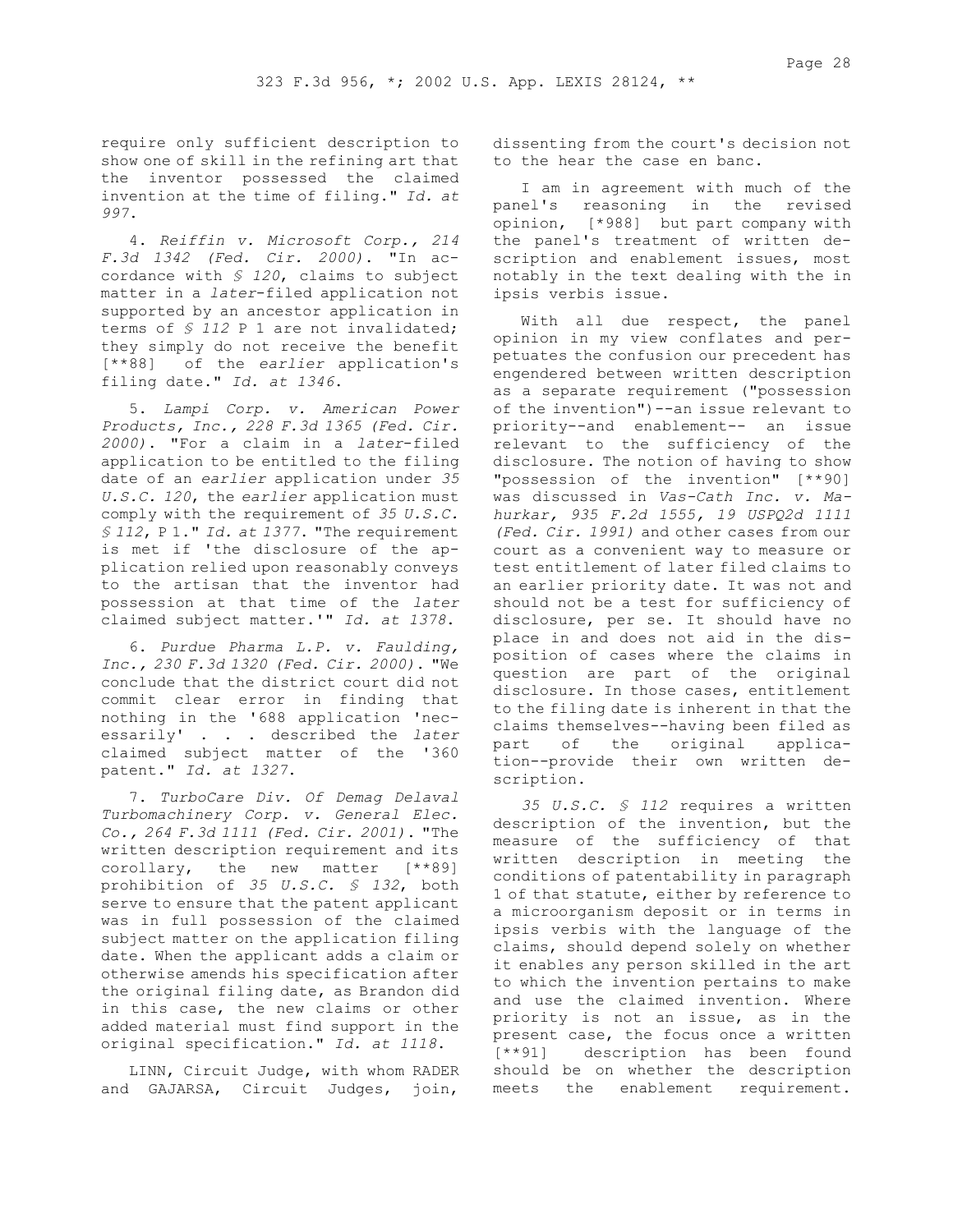require only sufficient description to show one of skill in the refining art that the inventor possessed the claimed invention at the time of filing." *Id. at 997*.

4. *Reiffin v. Microsoft Corp., 214 F.3d 1342 (Fed. Cir. 2000)*. "In accordance with *§ 120*, claims to subject matter in a *later*-filed application not supported by an ancestor application in terms of *§ 112* P 1 are not invalidated; they simply do not receive the benefit [**88] of the *earlier* application's filing date." *Id. at 1346*.

5. *Lampi Corp. v. American Power Products, Inc., 228 F.3d 1365 (Fed. Cir. 2000)*. "For a claim in a *later*-filed application to be entitled to the filing date of an *earlier* application under *35 U.S.C. 120*, the *earlier* application must comply with the requirement of *35 U.S.C. § 112*, P 1." *Id. at 1377*. "The requirement is met if 'the disclosure of the application relied upon reasonably conveys to the artisan that the inventor had possession at that time of the *later* claimed subject matter.'" *Id. at 1378*.

6. *Purdue Pharma L.P. v. Faulding, Inc., 230 F.3d 1320 (Fed. Cir. 2000)*. "We conclude that the district court did not commit clear error in finding that nothing in the '688 application 'necessarily' . . . described the *later* claimed subject matter of the '360 patent." *Id. at 1327*.

7. *TurboCare Div. Of Demag Delaval Turbomachinery Corp. v. General Elec. Co., 264 F.3d 1111 (Fed. Cir. 2001)*. "The written description requirement and its corollary, the new matter [**89] prohibition of *35 U.S.C. § 132*, both serve to ensure that the patent applicant was in full possession of the claimed subject matter on the application filing date. When the applicant adds a claim or otherwise amends his specification after the original filing date, as Brandon did in this case, the new claims or other added material must find support in the original specification." *Id. at 1118*.

LINN, Circuit Judge, with whom RADER and GAJARSA, Circuit Judges, join, dissenting from the court's decision not to the hear the case en banc.

I am in agreement with much of the panel's reasoning in the revised opinion, [*988] but part company with the panel's treatment of written description and enablement issues, most notably in the text dealing with the in ipsis verbis issue.

With all due respect, the panel opinion in my view conflates and perpetuates the confusion our precedent has engendered between written description as a separate requirement ("possession of the invention")--an issue relevant to priority--and enablement-- an issue relevant to the sufficiency of the disclosure. The notion of having to show "possession of the invention" [**90] was discussed in *Vas-Cath Inc. v. Mahurkar, 935 F.2d 1555, 19 USPQ2d 1111 (Fed. Cir. 1991)* and other cases from our court as a convenient way to measure or test entitlement of later filed claims to an earlier priority date. It was not and should not be a test for sufficiency of disclosure, per se. It should have no place in and does not aid in the disposition of cases where the claims in question are part of the original disclosure. In those cases, entitlement to the filing date is inherent in that the claims themselves--having been filed as part of the original application--provide their own written description.

*35 U.S.C. § 112* requires a written description of the invention, but the measure of the sufficiency of that written description in meeting the conditions of patentability in paragraph 1 of that statute, either by reference to a microorganism deposit or in terms in ipsis verbis with the language of the claims, should depend solely on whether it enables any person skilled in the art to which the invention pertains to make and use the claimed invention. Where priority is not an issue, as in the present case, the focus once a written [**91] description has been found should be on whether the description meets the enablement requirement.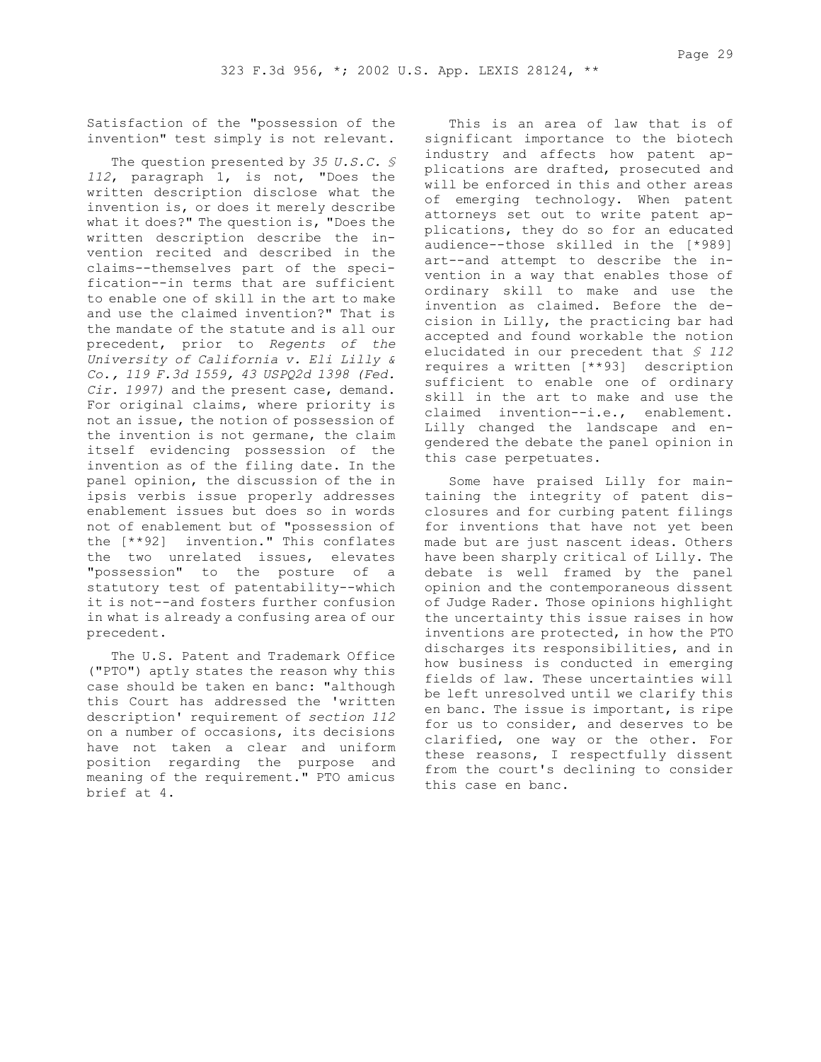Satisfaction of the "possession of the invention" test simply is not relevant.

The question presented by *35 U.S.C. § 112*, paragraph 1, is not, "Does the written description disclose what the invention is, or does it merely describe what it does?" The question is, "Does the written description describe the invention recited and described in the claims--themselves part of the specification--in terms that are sufficient to enable one of skill in the art to make and use the claimed invention?" That is the mandate of the statute and is all our precedent, prior to *Regents of the University of California v. Eli Lilly & Co., 119 F.3d 1559, 43 USPQ2d 1398 (Fed. Cir. 1997)* and the present case, demand. For original claims, where priority is not an issue, the notion of possession of the invention is not germane, the claim itself evidencing possession of the invention as of the filing date. In the panel opinion, the discussion of the in ipsis verbis issue properly addresses enablement issues but does so in words not of enablement but of "possession of the [**92] invention." This conflates the two unrelated issues, elevates "possession" to the posture of a statutory test of patentability--which it is not--and fosters further confusion in what is already a confusing area of our precedent.

The U.S. Patent and Trademark Office ("PTO") aptly states the reason why this case should be taken en banc: "although this Court has addressed the 'written description' requirement of *section 112* on a number of occasions, its decisions have not taken a clear and uniform position regarding the purpose and meaning of the requirement." PTO amicus brief at 4.

This is an area of law that is of significant importance to the biotech industry and affects how patent applications are drafted, prosecuted and will be enforced in this and other areas of emerging technology. When patent attorneys set out to write patent applications, they do so for an educated audience--those skilled in the [*989] art--and attempt to describe the invention in a way that enables those of ordinary skill to make and use the invention as claimed. Before the decision in Lilly, the practicing bar had accepted and found workable the notion elucidated in our precedent that *§ 112* requires a written [**93] description sufficient to enable one of ordinary skill in the art to make and use the claimed invention--i.e., enablement. Lilly changed the landscape and engendered the debate the panel opinion in this case perpetuates.

Some have praised Lilly for maintaining the integrity of patent disclosures and for curbing patent filings for inventions that have not yet been made but are just nascent ideas. Others have been sharply critical of Lilly. The debate is well framed by the panel opinion and the contemporaneous dissent of Judge Rader. Those opinions highlight the uncertainty this issue raises in how inventions are protected, in how the PTO discharges its responsibilities, and in how business is conducted in emerging fields of law. These uncertainties will be left unresolved until we clarify this en banc. The issue is important, is ripe for us to consider, and deserves to be clarified, one way or the other. For these reasons, I respectfully dissent from the court's declining to consider this case en banc.